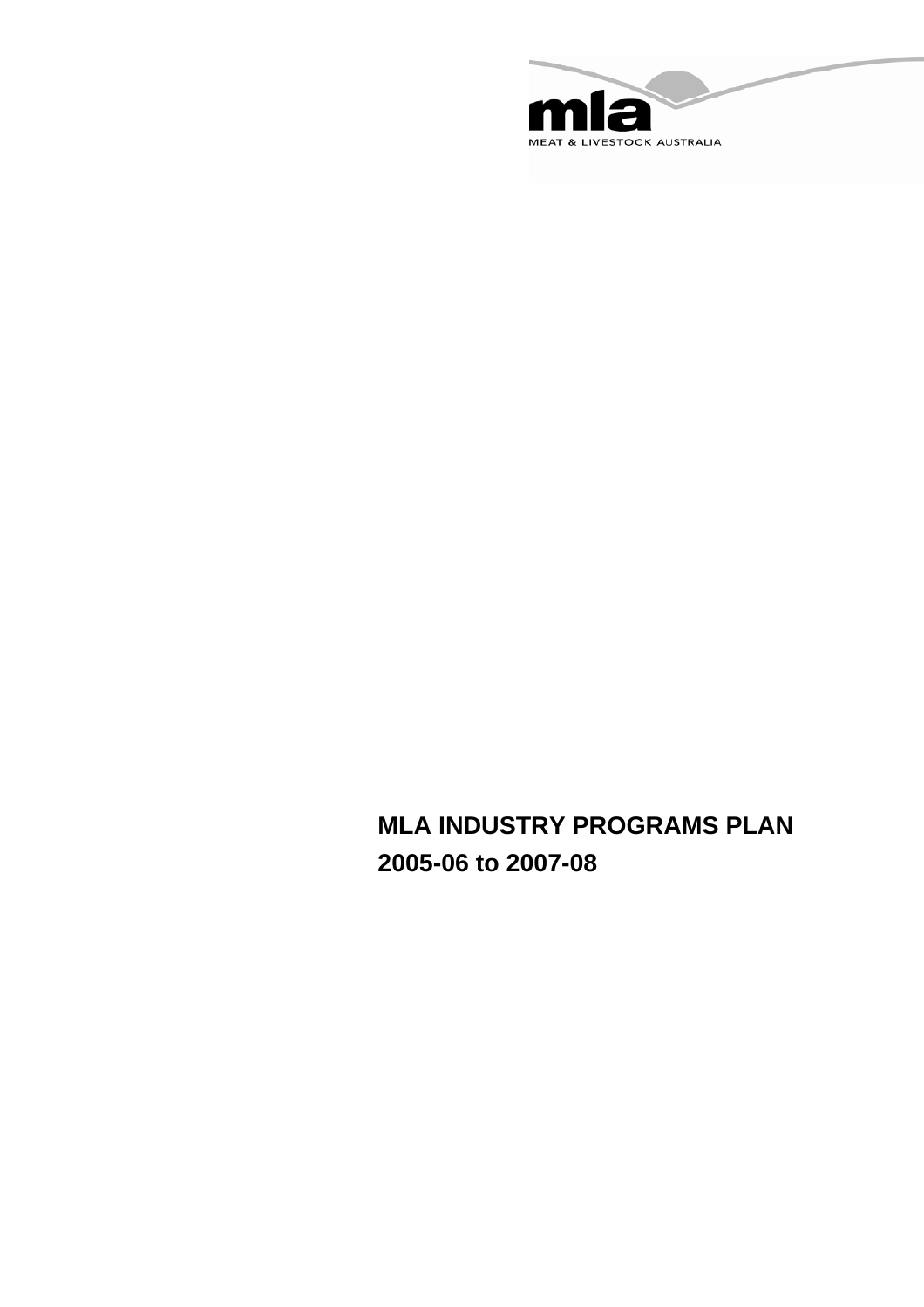mla

MEAT & LIVESTOCK AUSTRALIA

# MLA INDUSTRY PROGRAMS PLAN
# 2005-06 to 2007-08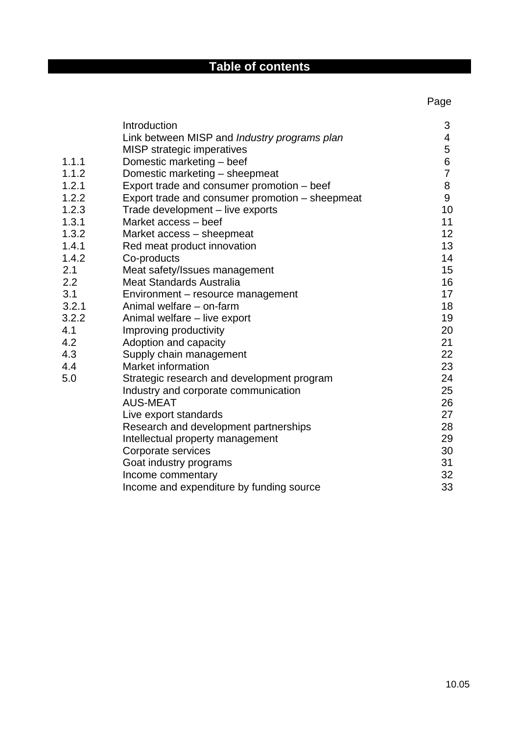# Table of contents

| | | Page |
|---|---|---|
| | Introduction | 3 |
| | Link between MISP and *Industry programs plan* | 4 |
| | MISP strategic imperatives | 5 |
| 1.1.1 | Domestic marketing – beef | 6 |
| 1.1.2 | Domestic marketing – sheepmeat | 7 |
| 1.2.1 | Export trade and consumer promotion – beef | 8 |
| 1.2.2 | Export trade and consumer promotion – sheepmeat | 9 |
| 1.2.3 | Trade development – live exports | 10 |
| 1.3.1 | Market access – beef | 11 |
| 1.3.2 | Market access – sheepmeat | 12 |
| 1.4.1 | Red meat product innovation | 13 |
| 1.4.2 | Co-products | 14 |
| 2.1 | Meat safety/Issues management | 15 |
| 2.2 | Meat Standards Australia | 16 |
| 3.1 | Environment – resource management | 17 |
| 3.2.1 | Animal welfare – on-farm | 18 |
| 3.2.2 | Animal welfare – live export | 19 |
| 4.1 | Improving productivity | 20 |
| 4.2 | Adoption and capacity | 21 |
| 4.3 | Supply chain management | 22 |
| 4.4 | Market information | 23 |
| 5.0 | Strategic research and development program | 24 |
| | Industry and corporate communication | 25 |
| | AUS-MEAT | 26 |
| | Live export standards | 27 |
| | Research and development partnerships | 28 |
| | Intellectual property management | 29 |
| | Corporate services | 30 |
| | Goat industry programs | 31 |
| | Income commentary | 32 |
| | Income and expenditure by funding source | 33 |

10.05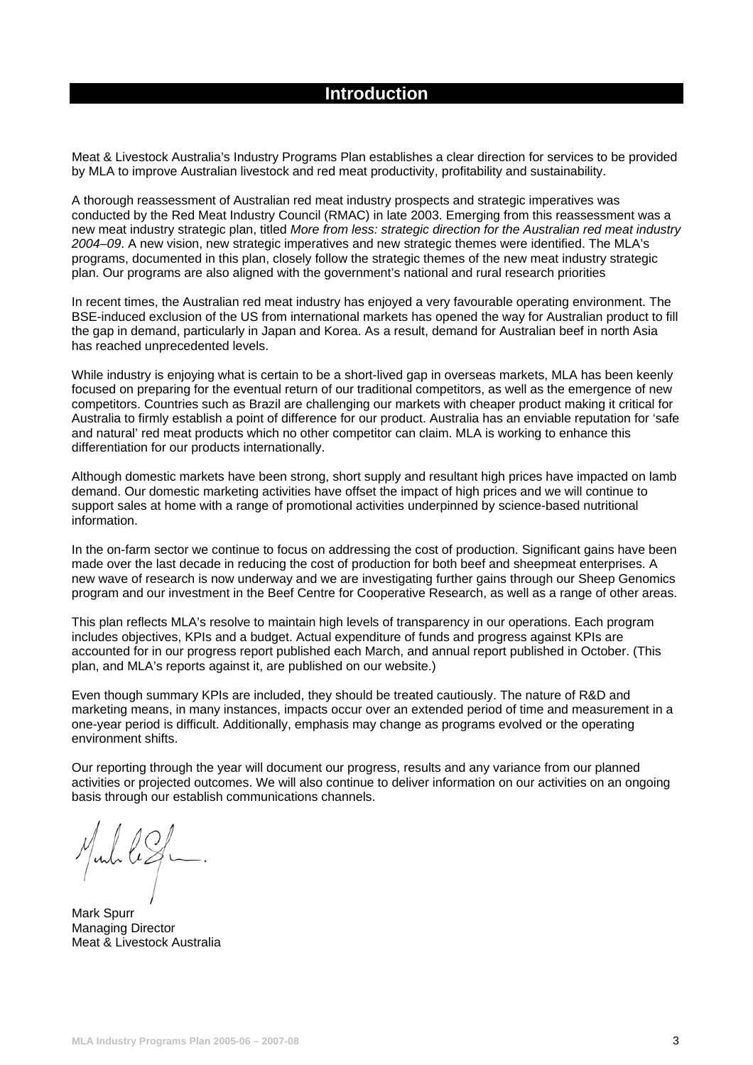# Introduction

Meat & Livestock Australia's Industry Programs Plan establishes a clear direction for services to be provided by MLA to improve Australian livestock and red meat productivity, profitability and sustainability.

A thorough reassessment of Australian red meat industry prospects and strategic imperatives was conducted by the Red Meat Industry Council (RMAC) in late 2003. Emerging from this reassessment was a new meat industry strategic plan, titled *More from less: strategic direction for the Australian red meat industry 2004–09*. A new vision, new strategic imperatives and new strategic themes were identified. The MLA's programs, documented in this plan, closely follow the strategic themes of the new meat industry strategic plan. Our programs are also aligned with the government's national and rural research priorities

In recent times, the Australian red meat industry has enjoyed a very favourable operating environment. The BSE-induced exclusion of the US from international markets has opened the way for Australian product to fill the gap in demand, particularly in Japan and Korea. As a result, demand for Australian beef in north Asia has reached unprecedented levels.

While industry is enjoying what is certain to be a short-lived gap in overseas markets, MLA has been keenly focused on preparing for the eventual return of our traditional competitors, as well as the emergence of new competitors. Countries such as Brazil are challenging our markets with cheaper product making it critical for Australia to firmly establish a point of difference for our product. Australia has an enviable reputation for 'safe and natural' red meat products which no other competitor can claim. MLA is working to enhance this differentiation for our products internationally.

Although domestic markets have been strong, short supply and resultant high prices have impacted on lamb demand. Our domestic marketing activities have offset the impact of high prices and we will continue to support sales at home with a range of promotional activities underpinned by science-based nutritional information.

In the on-farm sector we continue to focus on addressing the cost of production. Significant gains have been made over the last decade in reducing the cost of production for both beef and sheepmeat enterprises. A new wave of research is now underway and we are investigating further gains through our Sheep Genomics program and our investment in the Beef Centre for Cooperative Research, as well as a range of other areas.

This plan reflects MLA's resolve to maintain high levels of transparency in our operations. Each program includes objectives, KPIs and a budget. Actual expenditure of funds and progress against KPIs are accounted for in our progress report published each March, and annual report published in October. (This plan, and MLA's reports against it, are published on our website.)

Even though summary KPIs are included, they should be treated cautiously. The nature of R&D and marketing means, in many instances, impacts occur over an extended period of time and measurement in a one-year period is difficult. Additionally, emphasis may change as programs evolved or the operating environment shifts.

Our reporting through the year will document our progress, results and any variance from our planned activities or projected outcomes. We will also continue to deliver information on our activities on an ongoing basis through our establish communications channels.

Mark Spurr
Managing Director
Meat & Livestock Australia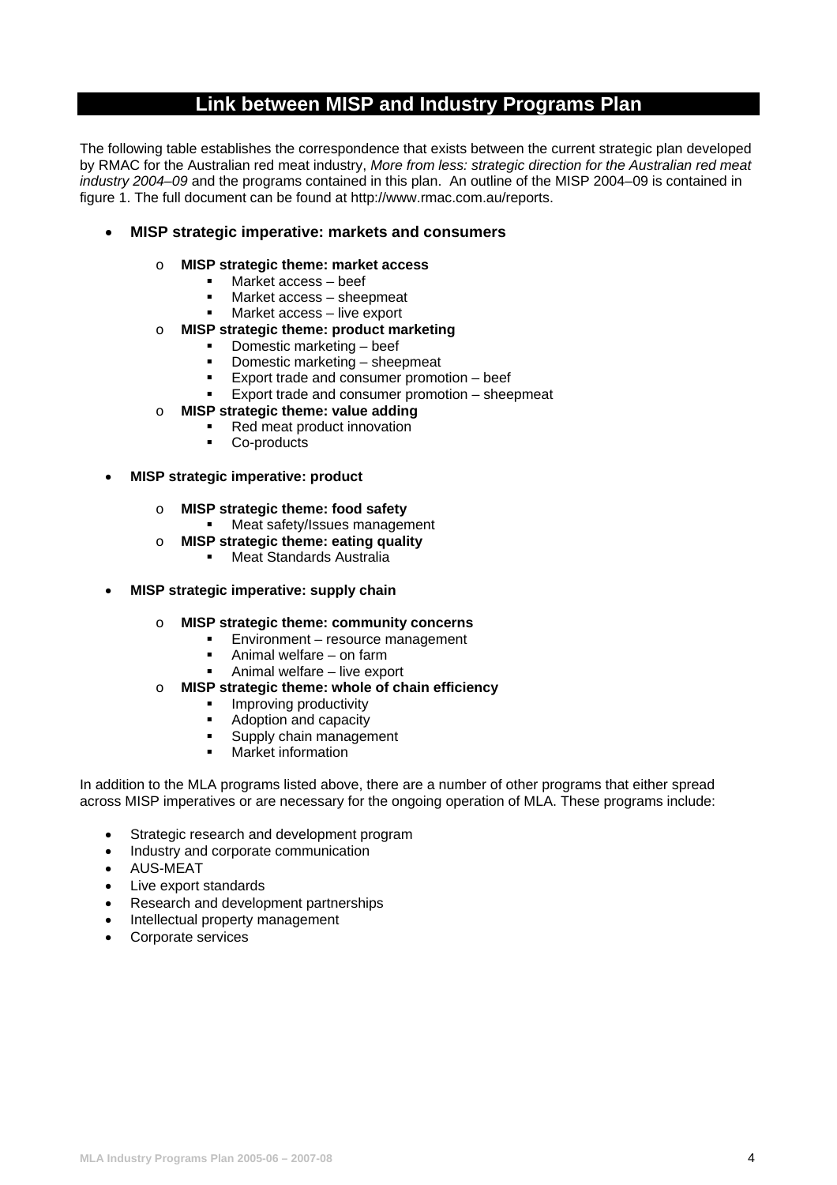## Link between MISP and Industry Programs Plan

The following table establishes the correspondence that exists between the current strategic plan developed by RMAC for the Australian red meat industry, *More from less: strategic direction for the Australian red meat industry 2004–09* and the programs contained in this plan. An outline of the MISP 2004–09 is contained in figure 1. The full document can be found at http://www.rmac.com.au/reports.

- **MISP strategic imperative: markets and consumers**
  - **MISP strategic theme: market access**
    - Market access – beef
    - Market access – sheepmeat
    - Market access – live export
  - **MISP strategic theme: product marketing**
    - Domestic marketing – beef
    - Domestic marketing – sheepmeat
    - Export trade and consumer promotion – beef
    - Export trade and consumer promotion – sheepmeat
  - **MISP strategic theme: value adding**
    - Red meat product innovation
    - Co-products
- **MISP strategic imperative: product**
  - **MISP strategic theme: food safety**
    - Meat safety/Issues management
  - **MISP strategic theme: eating quality**
    - Meat Standards Australia
- **MISP strategic imperative: supply chain**
  - **MISP strategic theme: community concerns**
    - Environment – resource management
    - Animal welfare – on farm
    - Animal welfare – live export
  - **MISP strategic theme: whole of chain efficiency**
    - Improving productivity
    - Adoption and capacity
    - Supply chain management
    - Market information

In addition to the MLA programs listed above, there are a number of other programs that either spread across MISP imperatives or are necessary for the ongoing operation of MLA. These programs include:

- Strategic research and development program
- Industry and corporate communication
- AUS-MEAT
- Live export standards
- Research and development partnerships
- Intellectual property management
- Corporate services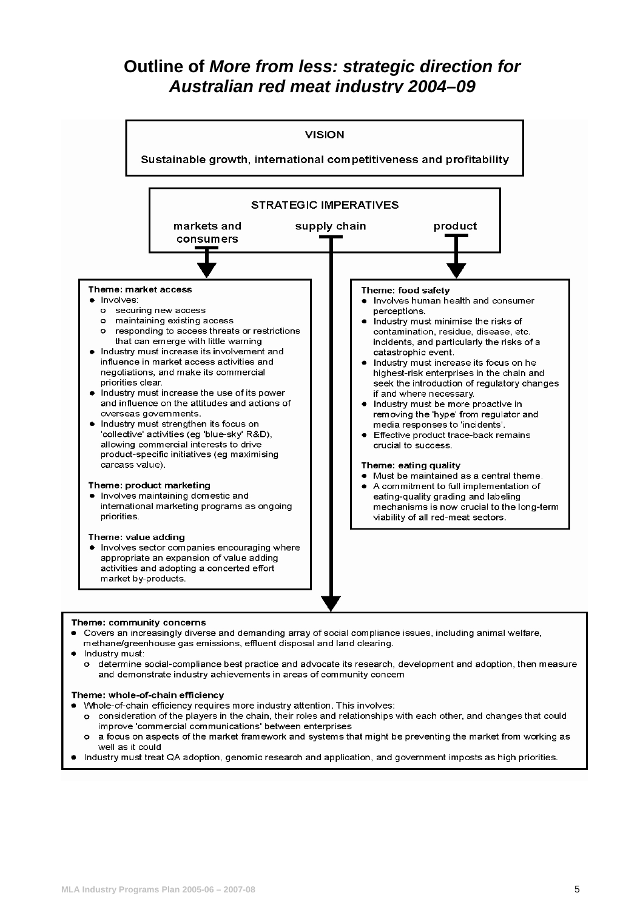## Outline of *More from less: strategic direction for Australian red meat industry 2004–09*

**VISION**

Sustainable growth, international competitiveness and profitability

**STRATEGIC IMPERATIVES**

markets and consumers | supply chain | product

**Theme: market access**

- Involves:
  - securing new access
  - maintaining existing access
  - responding to access threats or restrictions that can emerge with little warning
- Industry must increase its involvement and influence in market access activities and negotiations, and make its commercial priorities clear.
- Industry must increase the use of its power and influence on the attitudes and actions of overseas governments.
- Industry must strengthen its focus on 'collective' activities (eg 'blue-sky' R&D), allowing commercial interests to drive product-specific initiatives (eg maximising carcass value).

**Theme: product marketing**

- Involves maintaining domestic and international marketing programs as ongoing priorities.

**Theme: value adding**

- Involves sector companies encouraging where appropriate an expansion of value adding activities and adopting a concerted effort market by-products.

**Theme: food safety**

- Involves human health and consumer perceptions.
- Industry must minimise the risks of contamination, residue, disease, etc. incidents, and particularly the risks of a catastrophic event.
- Industry must increase its focus on he highest-risk enterprises in the chain and seek the introduction of regulatory changes if and where necessary.
- Industry must be more proactive in removing the 'hype' from regulator and media responses to 'incidents'.
- Effective product trace-back remains crucial to success.

**Theme: eating quality**

- Must be maintained as a central theme.
- A commitment to full implementation of eating-quality grading and labeling mechanisms is now crucial to the long-term viability of all red-meat sectors.

**Theme: community concerns**

- Covers an increasingly diverse and demanding array of social compliance issues, including animal welfare, methane/greenhouse gas emissions, effluent disposal and land clearing.
- Industry must:
  - determine social-compliance best practice and advocate its research, development and adoption, then measure and demonstrate industry achievements in areas of community concern

**Theme: whole-of-chain efficiency**

- Whole-of-chain efficiency requires more industry attention. This involves:
  - consideration of the players in the chain, their roles and relationships with each other, and changes that could improve 'commercial communications' between enterprises
  - a focus on aspects of the market framework and systems that might be preventing the market from working as well as it could
- Industry must treat QA adoption, genomic research and application, and government imposts as high priorities.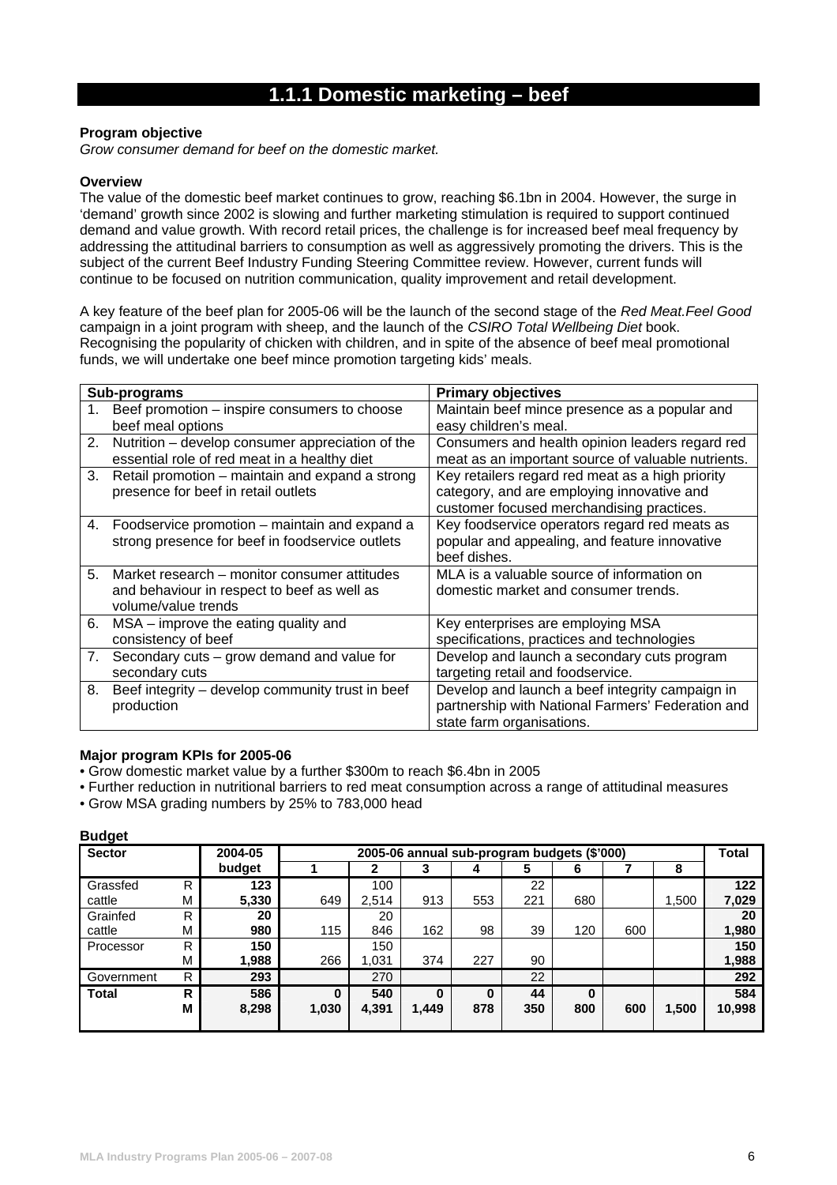# 1.1.1 Domestic marketing – beef

**Program objective**

*Grow consumer demand for beef on the domestic market.*

**Overview**

The value of the domestic beef market continues to grow, reaching $6.1bn in 2004. However, the surge in 'demand' growth since 2002 is slowing and further marketing stimulation is required to support continued demand and value growth. With record retail prices, the challenge is for increased beef meal frequency by addressing the attitudinal barriers to consumption as well as aggressively promoting the drivers. This is the subject of the current Beef Industry Funding Steering Committee review. However, current funds will continue to be focused on nutrition communication, quality improvement and retail development.

A key feature of the beef plan for 2005-06 will be the launch of the second stage of the *Red Meat.Feel Good* campaign in a joint program with sheep, and the launch of the *CSIRO Total Wellbeing Diet* book. Recognising the popularity of chicken with children, and in spite of the absence of beef meal promotional funds, we will undertake one beef mince promotion targeting kids' meals.

| Sub-programs | Primary objectives |
|---|---|
| 1. Beef promotion – inspire consumers to choose beef meal options | Maintain beef mince presence as a popular and easy children's meal. |
| 2. Nutrition – develop consumer appreciation of the essential role of red meat in a healthy diet | Consumers and health opinion leaders regard red meat as an important source of valuable nutrients. |
| 3. Retail promotion – maintain and expand a strong presence for beef in retail outlets | Key retailers regard red meat as a high priority category, and are employing innovative and customer focused merchandising practices. |
| 4. Foodservice promotion – maintain and expand a strong presence for beef in foodservice outlets | Key foodservice operators regard red meats as popular and appealing, and feature innovative beef dishes. |
| 5. Market research – monitor consumer attitudes and behaviour in respect to beef as well as volume/value trends | MLA is a valuable source of information on domestic market and consumer trends. |
| 6. MSA – improve the eating quality and consistency of beef | Key enterprises are employing MSA specifications, practices and technologies |
| 7. Secondary cuts – grow demand and value for secondary cuts | Develop and launch a secondary cuts program targeting retail and foodservice. |
| 8. Beef integrity – develop community trust in beef production | Develop and launch a beef integrity campaign in partnership with National Farmers' Federation and state farm organisations. |

**Major program KPIs for 2005-06**

- Grow domestic market value by a further $300m to reach $6.4bn in 2005
- Further reduction in nutritional barriers to red meat consumption across a range of attitudinal measures
- Grow MSA grading numbers by 25% to 783,000 head

**Budget**

| Sector | | 2004-05 budget | 2005-06 annual sub-program budgets ($'000) | | | | | | | | Total |
|---|---|---|---|---|---|---|---|---|---|---|---|
| | | | 1 | 2 | 3 | 4 | 5 | 6 | 7 | 8 | |
| Grassfed cattle | R | **123** | | 100 | | | 22 | | | | **122** |
| | M | **5,330** | 649 | 2,514 | 913 | 553 | 221 | 680 | | 1,500 | **7,029** |
| Grainfed cattle | R | **20** | | 20 | | | | | | | **20** |
| | M | **980** | 115 | 846 | 162 | 98 | 39 | 120 | 600 | | **1,980** |
| Processor | R | **150** | | 150 | | | | | | | **150** |
| | M | **1,988** | 266 | 1,031 | 374 | 227 | 90 | | | | **1,988** |
| Government | R | **293** | | 270 | | | 22 | | | | **292** |
| **Total** | **R** | **586** | **0** | **540** | **0** | **0** | **44** | **0** | | | **584** |
| | **M** | **8,298** | **1,030** | **4,391** | **1,449** | **878** | **350** | **800** | **600** | **1,500** | **10,998** |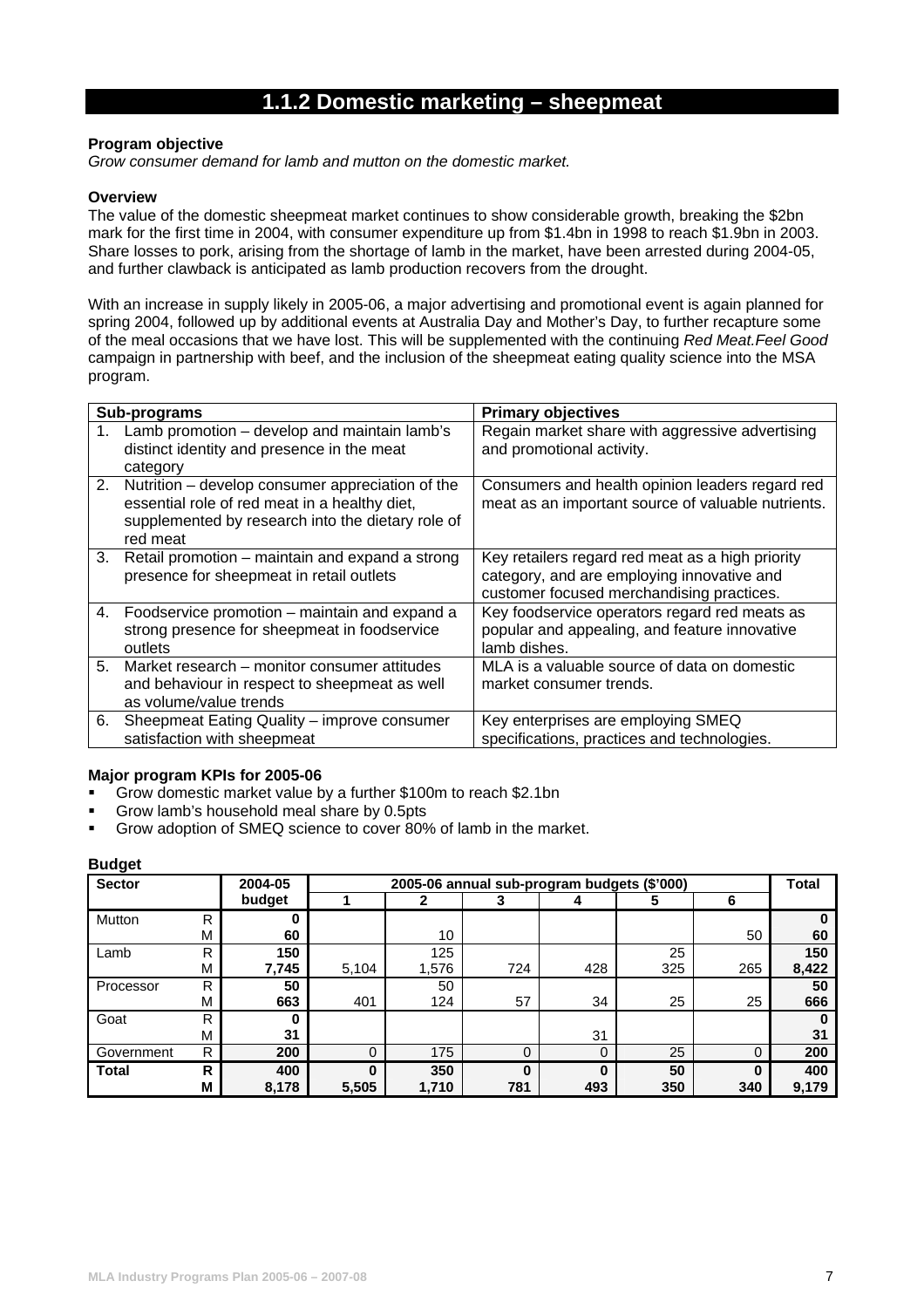# 1.1.2 Domestic marketing – sheepmeat

**Program objective**

*Grow consumer demand for lamb and mutton on the domestic market.*

**Overview**

The value of the domestic sheepmeat market continues to show considerable growth, breaking the $2bn mark for the first time in 2004, with consumer expenditure up from $1.4bn in 1998 to reach $1.9bn in 2003. Share losses to pork, arising from the shortage of lamb in the market, have been arrested during 2004-05, and further clawback is anticipated as lamb production recovers from the drought.

With an increase in supply likely in 2005-06, a major advertising and promotional event is again planned for spring 2004, followed up by additional events at Australia Day and Mother's Day, to further recapture some of the meal occasions that we have lost. This will be supplemented with the continuing *Red Meat.Feel Good* campaign in partnership with beef, and the inclusion of the sheepmeat eating quality science into the MSA program.

| Sub-programs | Primary objectives |
|---|---|
| 1. Lamb promotion – develop and maintain lamb's distinct identity and presence in the meat category | Regain market share with aggressive advertising and promotional activity. |
| 2. Nutrition – develop consumer appreciation of the essential role of red meat in a healthy diet, supplemented by research into the dietary role of red meat | Consumers and health opinion leaders regard red meat as an important source of valuable nutrients. |
| 3. Retail promotion – maintain and expand a strong presence for sheepmeat in retail outlets | Key retailers regard red meat as a high priority category, and are employing innovative and customer focused merchandising practices. |
| 4. Foodservice promotion – maintain and expand a strong presence for sheepmeat in foodservice outlets | Key foodservice operators regard red meats as popular and appealing, and feature innovative lamb dishes. |
| 5. Market research – monitor consumer attitudes and behaviour in respect to sheepmeat as well as volume/value trends | MLA is a valuable source of data on domestic market consumer trends. |
| 6. Sheepmeat Eating Quality – improve consumer satisfaction with sheepmeat | Key enterprises are employing SMEQ specifications, practices and technologies. |

**Major program KPIs for 2005-06**

- Grow domestic market value by a further $100m to reach $2.1bn
- Grow lamb's household meal share by 0.5pts
- Grow adoption of SMEQ science to cover 80% of lamb in the market.

**Budget**

| Sector | | 2004-05 budget | 2005-06 annual sub-program budgets ($'000) | | | | | | Total |
|---|---|---|---|---|---|---|---|---|---|
| | | | 1 | 2 | 3 | 4 | 5 | 6 | |
| Mutton | R | 0 | | | | | | | 0 |
| | M | 60 | | 10 | | | | 50 | 60 |
| Lamb | R | 150 | | 125 | | | 25 | | 150 |
| | M | 7,745 | 5,104 | 1,576 | 724 | 428 | 325 | 265 | 8,422 |
| Processor | R | 50 | | 50 | | | | | 50 |
| | M | 663 | 401 | 124 | 57 | 34 | 25 | 25 | 666 |
| Goat | R | 0 | | | | | | | 0 |
| | M | 31 | | | | 31 | | | 31 |
| Government | R | 200 | 0 | 175 | 0 | 0 | 25 | 0 | 200 |
| **Total** | **R** | **400** | **0** | **350** | **0** | **0** | **50** | **0** | **400** |
| | **M** | **8,178** | **5,505** | **1,710** | **781** | **493** | **350** | **340** | **9,179** |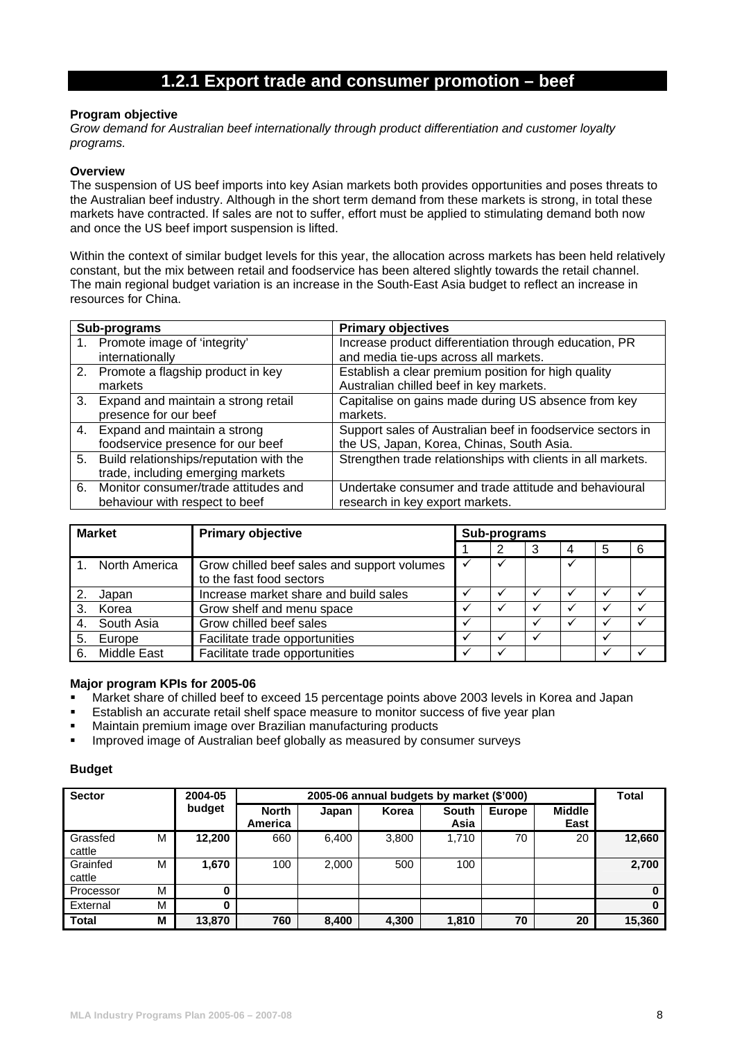## 1.2.1 Export trade and consumer promotion – beef

**Program objective**

*Grow demand for Australian beef internationally through product differentiation and customer loyalty programs.*

**Overview**

The suspension of US beef imports into key Asian markets both provides opportunities and poses threats to the Australian beef industry. Although in the short term demand from these markets is strong, in total these markets have contracted. If sales are not to suffer, effort must be applied to stimulating demand both now and once the US beef import suspension is lifted.

Within the context of similar budget levels for this year, the allocation across markets has been held relatively constant, but the mix between retail and foodservice has been altered slightly towards the retail channel. The main regional budget variation is an increase in the South-East Asia budget to reflect an increase in resources for China.

| Sub-programs | Primary objectives |
|---|---|
| 1. Promote image of 'integrity' internationally | Increase product differentiation through education, PR and media tie-ups across all markets. |
| 2. Promote a flagship product in key markets | Establish a clear premium position for high quality Australian chilled beef in key markets. |
| 3. Expand and maintain a strong retail presence for our beef | Capitalise on gains made during US absence from key markets. |
| 4. Expand and maintain a strong foodservice presence for our beef | Support sales of Australian beef in foodservice sectors in the US, Japan, Korea, Chinas, South Asia. |
| 5. Build relationships/reputation with the trade, including emerging markets | Strengthen trade relationships with clients in all markets. |
| 6. Monitor consumer/trade attitudes and behaviour with respect to beef | Undertake consumer and trade attitude and behavioural research in key export markets. |

| Market | Primary objective | Sub-programs | | | | | |
|---|---|---|---|---|---|---|---|
| | | 1 | 2 | 3 | 4 | 5 | 6 |
| 1. North America | Grow chilled beef sales and support volumes to the fast food sectors | ✓ | ✓ | | ✓ | | |
| 2. Japan | Increase market share and build sales | ✓ | ✓ | ✓ | ✓ | ✓ | ✓ |
| 3. Korea | Grow shelf and menu space | ✓ | ✓ | ✓ | ✓ | ✓ | ✓ |
| 4. South Asia | Grow chilled beef sales | ✓ | | ✓ | ✓ | ✓ | ✓ |
| 5. Europe | Facilitate trade opportunities | ✓ | ✓ | ✓ | | ✓ | |
| 6. Middle East | Facilitate trade opportunities | ✓ | ✓ | | | ✓ | ✓ |

**Major program KPIs for 2005-06**

- Market share of chilled beef to exceed 15 percentage points above 2003 levels in Korea and Japan
- Establish an accurate retail shelf space measure to monitor success of five year plan
- Maintain premium image over Brazilian manufacturing products
- Improved image of Australian beef globally as measured by consumer surveys

**Budget**

| Sector | | 2004-05 budget | 2005-06 annual budgets by market ($'000) | | | | | | Total |
|---|---|---|---|---|---|---|---|---|---|
| | | | North America | Japan | Korea | South Asia | Europe | Middle East | |
| Grassfed cattle | M | **12,200** | 660 | 6,400 | 3,800 | 1,710 | 70 | 20 | **12,660** |
| Grainfed cattle | M | **1,670** | 100 | 2,000 | 500 | 100 | | | **2,700** |
| Processor | M | **0** | | | | | | | **0** |
| External | M | **0** | | | | | | | **0** |
| **Total** | **M** | **13,870** | **760** | **8,400** | **4,300** | **1,810** | **70** | **20** | **15,360** |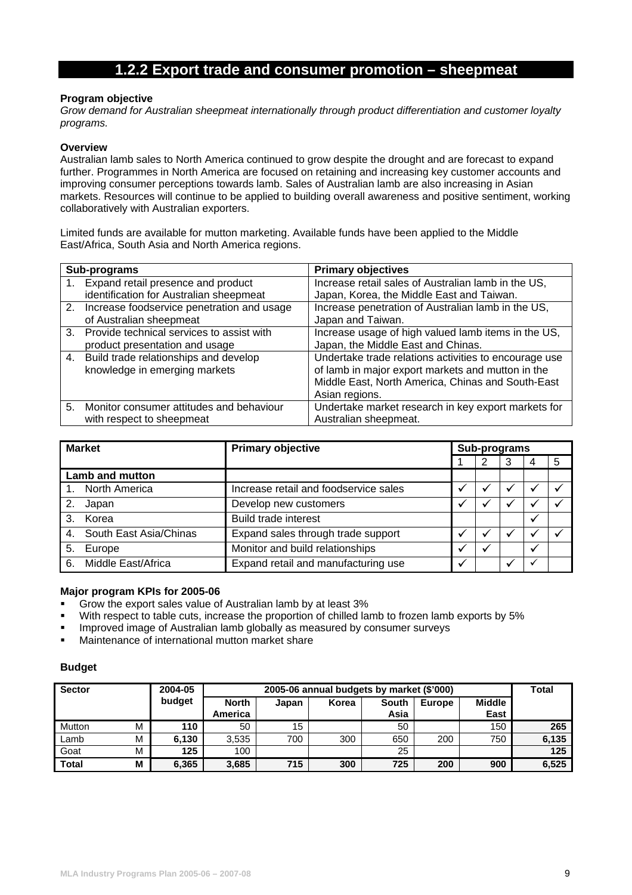## 1.2.2 Export trade and consumer promotion – sheepmeat

**Program objective**

*Grow demand for Australian sheepmeat internationally through product differentiation and customer loyalty programs.*

**Overview**

Australian lamb sales to North America continued to grow despite the drought and are forecast to expand further. Programmes in North America are focused on retaining and increasing key customer accounts and improving consumer perceptions towards lamb. Sales of Australian lamb are also increasing in Asian markets. Resources will continue to be applied to building overall awareness and positive sentiment, working collaboratively with Australian exporters.

Limited funds are available for mutton marketing. Available funds have been applied to the Middle East/Africa, South Asia and North America regions.

| Sub-programs | Primary objectives |
|---|---|
| 1. Expand retail presence and product identification for Australian sheepmeat | Increase retail sales of Australian lamb in the US, Japan, Korea, the Middle East and Taiwan. |
| 2. Increase foodservice penetration and usage of Australian sheepmeat | Increase penetration of Australian lamb in the US, Japan and Taiwan. |
| 3. Provide technical services to assist with product presentation and usage | Increase usage of high valued lamb items in the US, Japan, the Middle East and Chinas. |
| 4. Build trade relationships and develop knowledge in emerging markets | Undertake trade relations activities to encourage use of lamb in major export markets and mutton in the Middle East, North America, Chinas and South-East Asian regions. |
| 5. Monitor consumer attitudes and behaviour with respect to sheepmeat | Undertake market research in key export markets for Australian sheepmeat. |

| Market | Primary objective | Sub-programs | | | | |
|---|---|---|---|---|---|---|
| | | 1 | 2 | 3 | 4 | 5 |
| **Lamb and mutton** | | | | | | |
| 1. North America | Increase retail and foodservice sales | ✓ | ✓ | ✓ | ✓ | ✓ |
| 2. Japan | Develop new customers | ✓ | ✓ | ✓ | ✓ | ✓ |
| 3. Korea | Build trade interest | | | | ✓ | |
| 4. South East Asia/Chinas | Expand sales through trade support | ✓ | ✓ | ✓ | ✓ | ✓ |
| 5. Europe | Monitor and build relationships | ✓ | ✓ | | ✓ | |
| 6. Middle East/Africa | Expand retail and manufacturing use | ✓ | | ✓ | ✓ | |

**Major program KPIs for 2005-06**

- Grow the export sales value of Australian lamb by at least 3%
- With respect to table cuts, increase the proportion of chilled lamb to frozen lamb exports by 5%
- Improved image of Australian lamb globally as measured by consumer surveys
- Maintenance of international mutton market share

**Budget**

| Sector | | 2004-05 budget | 2005-06 annual budgets by market ($'000) | | | | | | Total |
|---|---|---|---|---|---|---|---|---|---|
| | | | North America | Japan | Korea | South Asia | Europe | Middle East | |
| Mutton | M | **110** | 50 | 15 | | 50 | | 150 | **265** |
| Lamb | M | **6,130** | 3,535 | 700 | 300 | 650 | 200 | 750 | **6,135** |
| Goat | M | **125** | 100 | | | 25 | | | **125** |
| **Total** | **M** | **6,365** | **3,685** | **715** | **300** | **725** | **200** | **900** | **6,525** |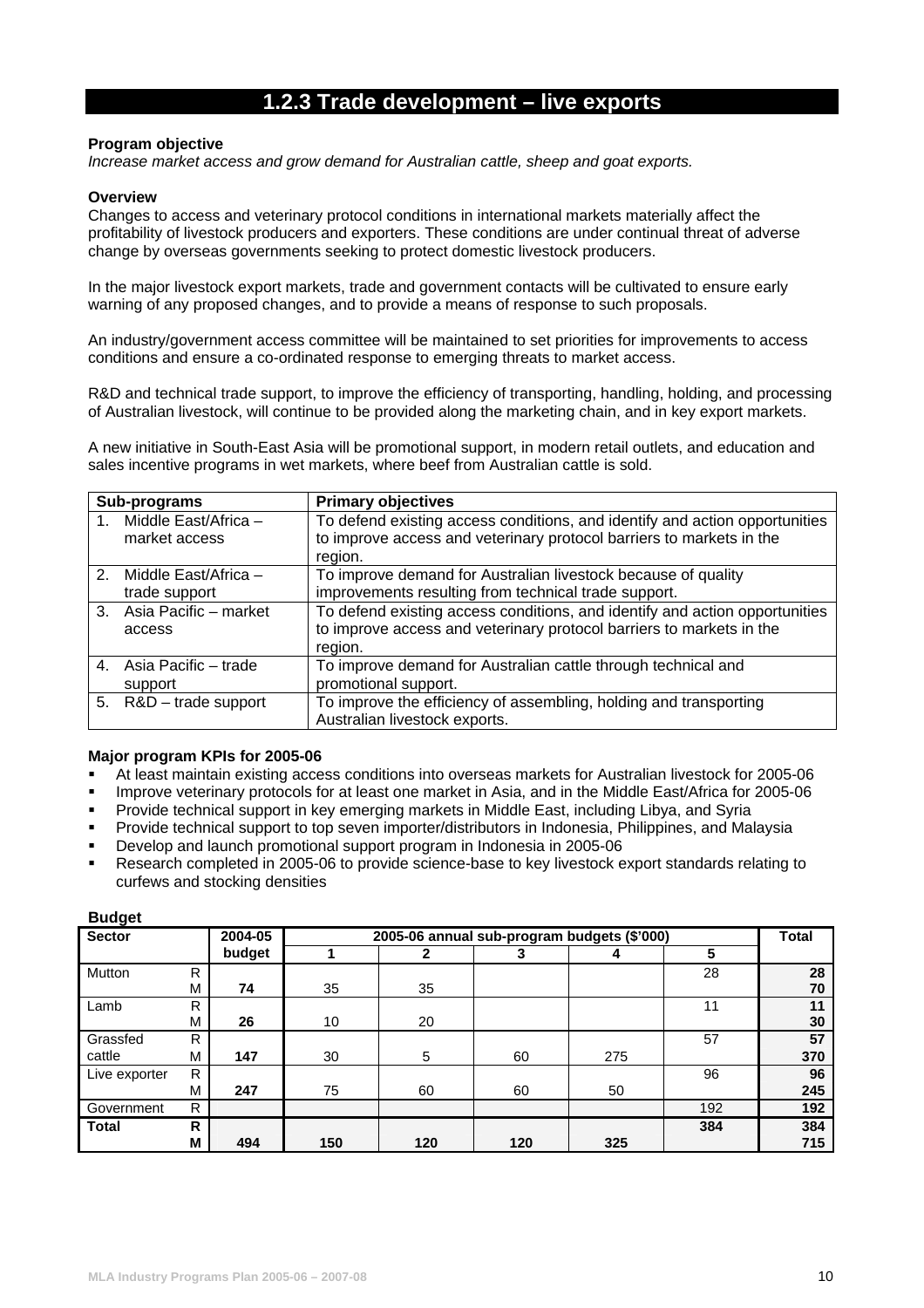## 1.2.3 Trade development – live exports

**Program objective**

*Increase market access and grow demand for Australian cattle, sheep and goat exports.*

**Overview**

Changes to access and veterinary protocol conditions in international markets materially affect the profitability of livestock producers and exporters. These conditions are under continual threat of adverse change by overseas governments seeking to protect domestic livestock producers.

In the major livestock export markets, trade and government contacts will be cultivated to ensure early warning of any proposed changes, and to provide a means of response to such proposals.

An industry/government access committee will be maintained to set priorities for improvements to access conditions and ensure a co-ordinated response to emerging threats to market access.

R&D and technical trade support, to improve the efficiency of transporting, handling, holding, and processing of Australian livestock, will continue to be provided along the marketing chain, and in key export markets.

A new initiative in South-East Asia will be promotional support, in modern retail outlets, and education and sales incentive programs in wet markets, where beef from Australian cattle is sold.

| Sub-programs | Primary objectives |
|---|---|
| 1. Middle East/Africa – market access | To defend existing access conditions, and identify and action opportunities to improve access and veterinary protocol barriers to markets in the region. |
| 2. Middle East/Africa – trade support | To improve demand for Australian livestock because of quality improvements resulting from technical trade support. |
| 3. Asia Pacific – market access | To defend existing access conditions, and identify and action opportunities to improve access and veterinary protocol barriers to markets in the region. |
| 4. Asia Pacific – trade support | To improve demand for Australian cattle through technical and promotional support. |
| 5. R&D – trade support | To improve the efficiency of assembling, holding and transporting Australian livestock exports. |

**Major program KPIs for 2005-06**

- At least maintain existing access conditions into overseas markets for Australian livestock for 2005-06
- Improve veterinary protocols for at least one market in Asia, and in the Middle East/Africa for 2005-06
- Provide technical support in key emerging markets in Middle East, including Libya, and Syria
- Provide technical support to top seven importer/distributors in Indonesia, Philippines, and Malaysia
- Develop and launch promotional support program in Indonesia in 2005-06
- Research completed in 2005-06 to provide science-base to key livestock export standards relating to curfews and stocking densities

**Budget**

| Sector | | 2004-05 budget | 2005-06 annual sub-program budgets ($'000) | | | | | Total |
|---|---|---|---|---|---|---|---|---|
| | | | 1 | 2 | 3 | 4 | 5 | |
| Mutton | R | | | | | | 28 | 28 |
| | M | 74 | 35 | 35 | | | | 70 |
| Lamb | R | | | | | | 11 | 11 |
| | M | 26 | 10 | 20 | | | | 30 |
| Grassfed cattle | R | | | | | | 57 | 57 |
| | M | 147 | 30 | 5 | 60 | 275 | | 370 |
| Live exporter | R | | | | | | 96 | 96 |
| | M | 247 | 75 | 60 | 60 | 50 | | 245 |
| Government | R | | | | | | 192 | 192 |
| **Total** | **R** | | | | | | **384** | **384** |
| | **M** | **494** | **150** | **120** | **120** | **325** | | **715** |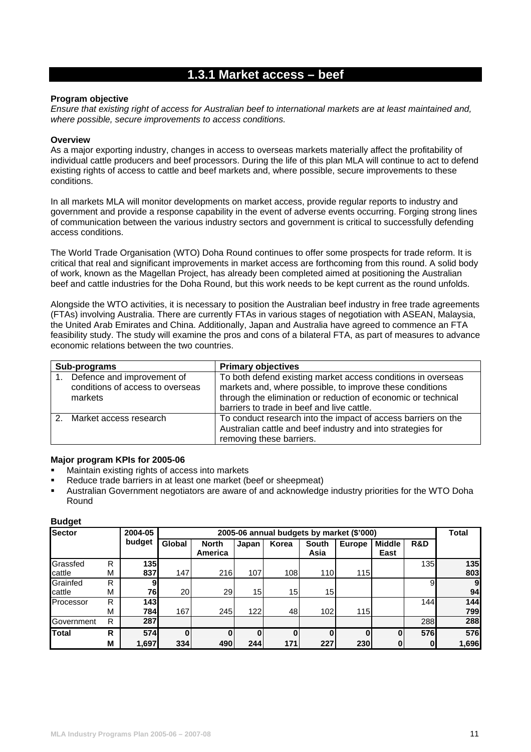## 1.3.1 Market access – beef

**Program objective**

*Ensure that existing right of access for Australian beef to international markets are at least maintained and, where possible, secure improvements to access conditions.*

**Overview**

As a major exporting industry, changes in access to overseas markets materially affect the profitability of individual cattle producers and beef processors. During the life of this plan MLA will continue to act to defend existing rights of access to cattle and beef markets and, where possible, secure improvements to these conditions.

In all markets MLA will monitor developments on market access, provide regular reports to industry and government and provide a response capability in the event of adverse events occurring. Forging strong lines of communication between the various industry sectors and government is critical to successfully defending access conditions.

The World Trade Organisation (WTO) Doha Round continues to offer some prospects for trade reform. It is critical that real and significant improvements in market access are forthcoming from this round. A solid body of work, known as the Magellan Project, has already been completed aimed at positioning the Australian beef and cattle industries for the Doha Round, but this work needs to be kept current as the round unfolds.

Alongside the WTO activities, it is necessary to position the Australian beef industry in free trade agreements (FTAs) involving Australia. There are currently FTAs in various stages of negotiation with ASEAN, Malaysia, the United Arab Emirates and China. Additionally, Japan and Australia have agreed to commence an FTA feasibility study. The study will examine the pros and cons of a bilateral FTA, as part of measures to advance economic relations between the two countries.

| Sub-programs | Primary objectives |
|---|---|
| 1. Defence and improvement of conditions of access to overseas markets | To both defend existing market access conditions in overseas markets and, where possible, to improve these conditions through the elimination or reduction of economic or technical barriers to trade in beef and live cattle. |
| 2. Market access research | To conduct research into the impact of access barriers on the Australian cattle and beef industry and into strategies for removing these barriers. |

**Major program KPIs for 2005-06**

- Maintain existing rights of access into markets
- Reduce trade barriers in at least one market (beef or sheepmeat)
- Australian Government negotiators are aware of and acknowledge industry priorities for the WTO Doha Round

**Budget**

| Sector | | 2004-05 budget | 2005-06 annual budgets by market ($'000) | | | | | | | | Total |
|---|---|---|---|---|---|---|---|---|---|---|---|
| | | | Global | North America | Japan | Korea | South Asia | Europe | Middle East | R&D | |
| Grassfed cattle | R | 135 | | | | | | | | 135 | 135 |
| | M | 837 | 147 | 216 | 107 | 108 | 110 | 115 | | | 803 |
| Grainfed cattle | R | 9 | | | | | | | | 9 | 9 |
| | M | 76 | 20 | 29 | 15 | 15 | 15 | | | | 94 |
| Processor | R | 143 | | | | | | | | 144 | 144 |
| | M | 784 | 167 | 245 | 122 | 48 | 102 | 115 | | | 799 |
| Government | R | 287 | | | | | | | | 288 | 288 |
| **Total** | **R** | **574** | **0** | **0** | **0** | **0** | **0** | **0** | **0** | **576** | **576** |
| | **M** | **1,697** | **334** | **490** | **244** | **171** | **227** | **230** | **0** | **0** | **1,696** |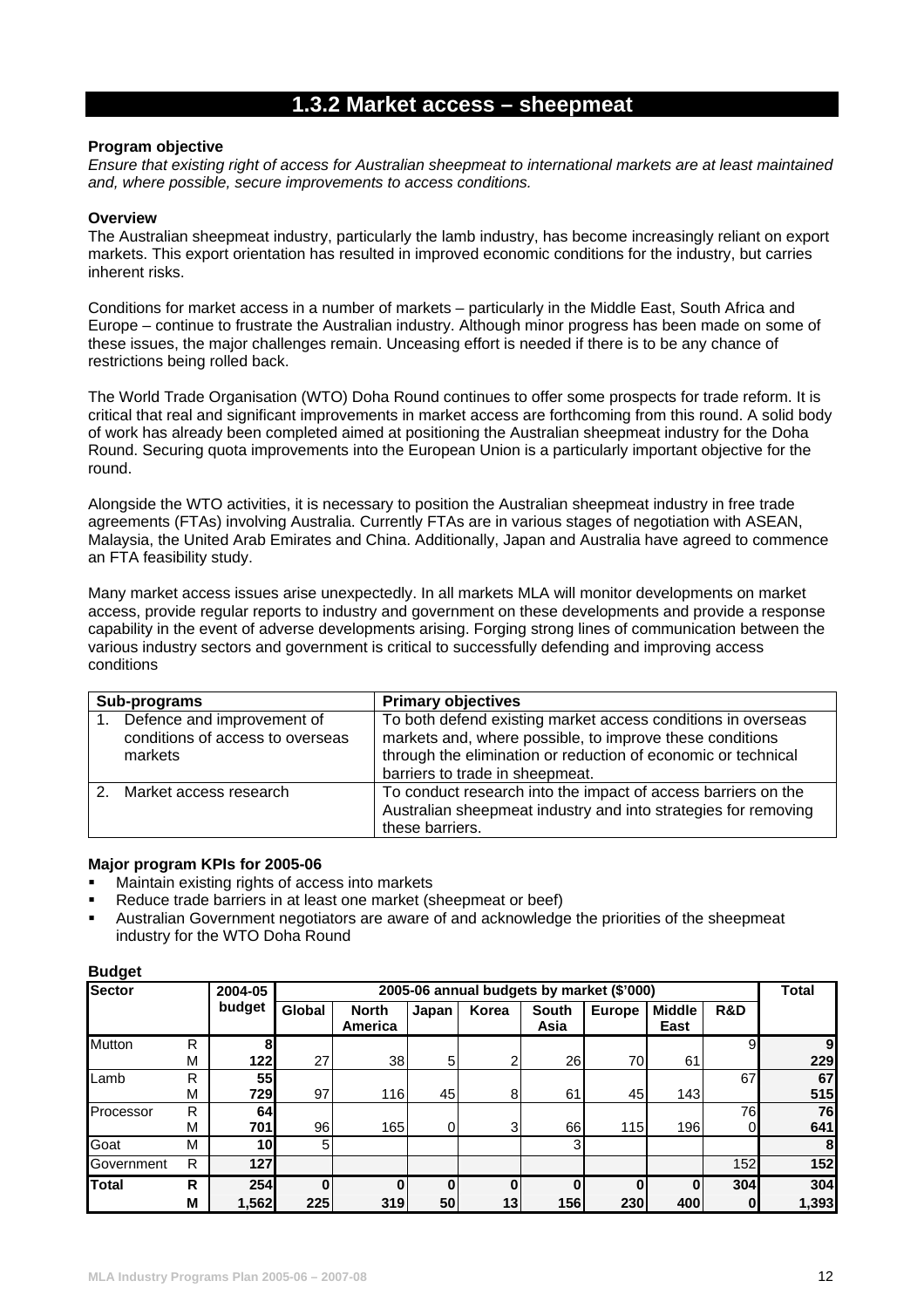## 1.3.2 Market access – sheepmeat

**Program objective**

*Ensure that existing right of access for Australian sheepmeat to international markets are at least maintained and, where possible, secure improvements to access conditions.*

**Overview**

The Australian sheepmeat industry, particularly the lamb industry, has become increasingly reliant on export markets. This export orientation has resulted in improved economic conditions for the industry, but carries inherent risks.

Conditions for market access in a number of markets – particularly in the Middle East, South Africa and Europe – continue to frustrate the Australian industry. Although minor progress has been made on some of these issues, the major challenges remain. Unceasing effort is needed if there is to be any chance of restrictions being rolled back.

The World Trade Organisation (WTO) Doha Round continues to offer some prospects for trade reform. It is critical that real and significant improvements in market access are forthcoming from this round. A solid body of work has already been completed aimed at positioning the Australian sheepmeat industry for the Doha Round. Securing quota improvements into the European Union is a particularly important objective for the round.

Alongside the WTO activities, it is necessary to position the Australian sheepmeat industry in free trade agreements (FTAs) involving Australia. Currently FTAs are in various stages of negotiation with ASEAN, Malaysia, the United Arab Emirates and China. Additionally, Japan and Australia have agreed to commence an FTA feasibility study.

Many market access issues arise unexpectedly. In all markets MLA will monitor developments on market access, provide regular reports to industry and government on these developments and provide a response capability in the event of adverse developments arising. Forging strong lines of communication between the various industry sectors and government is critical to successfully defending and improving access conditions

| Sub-programs | Primary objectives |
|---|---|
| 1. Defence and improvement of conditions of access to overseas markets | To both defend existing market access conditions in overseas markets and, where possible, to improve these conditions through the elimination or reduction of economic or technical barriers to trade in sheepmeat. |
| 2. Market access research | To conduct research into the impact of access barriers on the Australian sheepmeat industry and into strategies for removing these barriers. |

**Major program KPIs for 2005-06**

- Maintain existing rights of access into markets
- Reduce trade barriers in at least one market (sheepmeat or beef)
- Australian Government negotiators are aware of and acknowledge the priorities of the sheepmeat industry for the WTO Doha Round

**Budget**

| Sector | | 2004-05 budget | 2005-06 annual budgets by market ($'000) | | | | | | | | Total |
|---|---|---|---|---|---|---|---|---|---|---|---|
| | | | Global | North America | Japan | Korea | South Asia | Europe | Middle East | R&D | |
| Mutton | R | 8 | | | | | | | | 9 | 9 |
| | M | 122 | 27 | 38 | 5 | 2 | 26 | 70 | 61 | | 229 |
| Lamb | R | 55 | | | | | | | | 67 | 67 |
| | M | 729 | 97 | 116 | 45 | 8 | 61 | 45 | 143 | | 515 |
| Processor | R | 64 | | | | | | | | 76 | 76 |
| | M | 701 | 96 | 165 | 0 | 3 | 66 | 115 | 196 | 0 | 641 |
| Goat | M | 10 | 5 | | | | 3 | | | | 8 |
| Government | R | 127 | | | | | | | | 152 | 152 |
| **Total** | **R** | **254** | **0** | **0** | **0** | **0** | **0** | **0** | **0** | **304** | **304** |
| | **M** | **1,562** | **225** | **319** | **50** | **13** | **156** | **230** | **400** | **0** | **1,393** |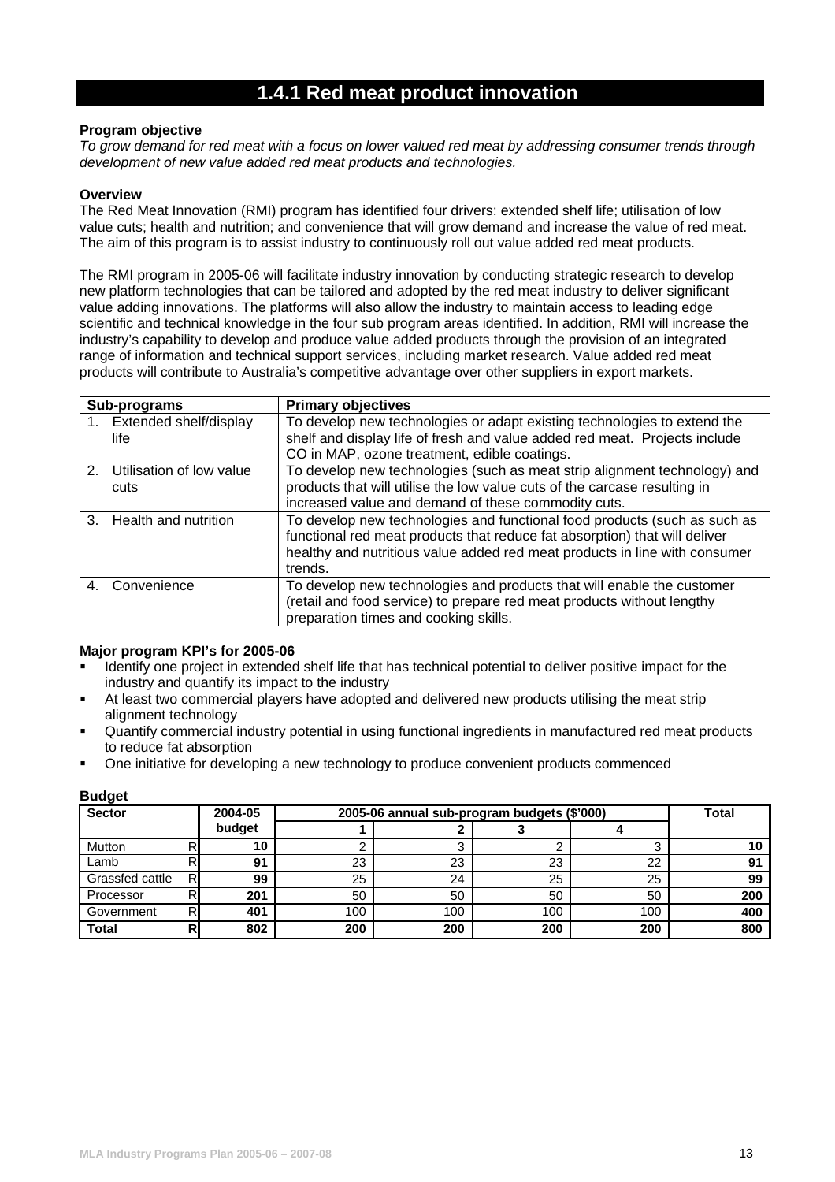# 1.4.1 Red meat product innovation

**Program objective**

*To grow demand for red meat with a focus on lower valued red meat by addressing consumer trends through development of new value added red meat products and technologies.*

**Overview**

The Red Meat Innovation (RMI) program has identified four drivers: extended shelf life; utilisation of low value cuts; health and nutrition; and convenience that will grow demand and increase the value of red meat. The aim of this program is to assist industry to continuously roll out value added red meat products.

The RMI program in 2005-06 will facilitate industry innovation by conducting strategic research to develop new platform technologies that can be tailored and adopted by the red meat industry to deliver significant value adding innovations. The platforms will also allow the industry to maintain access to leading edge scientific and technical knowledge in the four sub program areas identified. In addition, RMI will increase the industry's capability to develop and produce value added products through the provision of an integrated range of information and technical support services, including market research. Value added red meat products will contribute to Australia's competitive advantage over other suppliers in export markets.

| Sub-programs | Primary objectives |
|---|---|
| 1. Extended shelf/display life | To develop new technologies or adapt existing technologies to extend the shelf and display life of fresh and value added red meat. Projects include CO in MAP, ozone treatment, edible coatings. |
| 2. Utilisation of low value cuts | To develop new technologies (such as meat strip alignment technology) and products that will utilise the low value cuts of the carcase resulting in increased value and demand of these commodity cuts. |
| 3. Health and nutrition | To develop new technologies and functional food products (such as such as functional red meat products that reduce fat absorption) that will deliver healthy and nutritious value added red meat products in line with consumer trends. |
| 4. Convenience | To develop new technologies and products that will enable the customer (retail and food service) to prepare red meat products without lengthy preparation times and cooking skills. |

**Major program KPI's for 2005-06**

- Identify one project in extended shelf life that has technical potential to deliver positive impact for the industry and quantify its impact to the industry
- At least two commercial players have adopted and delivered new products utilising the meat strip alignment technology
- Quantify commercial industry potential in using functional ingredients in manufactured red meat products to reduce fat absorption
- One initiative for developing a new technology to produce convenient products commenced

**Budget**

| Sector | | 2004-05 budget | 2005-06 annual sub-program budgets ($'000) | | | | Total |
|---|---|---|---|---|---|---|---|
| | | | 1 | 2 | 3 | 4 | |
| Mutton | R | 10 | 2 | 3 | 2 | 3 | 10 |
| Lamb | R | 91 | 23 | 23 | 23 | 22 | 91 |
| Grassfed cattle | R | 99 | 25 | 24 | 25 | 25 | 99 |
| Processor | R | 201 | 50 | 50 | 50 | 50 | 200 |
| Government | R | 401 | 100 | 100 | 100 | 100 | 400 |
| **Total** | **R** | **802** | **200** | **200** | **200** | **200** | **800** |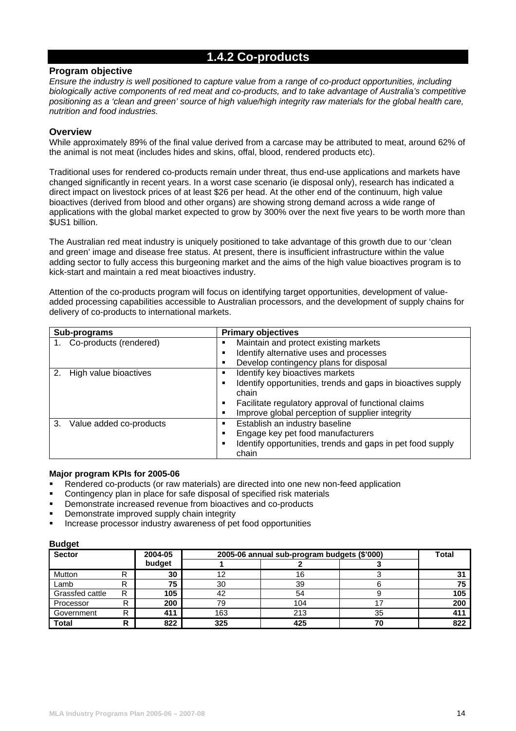## 1.4.2 Co-products

### Program objective

*Ensure the industry is well positioned to capture value from a range of co-product opportunities, including biologically active components of red meat and co-products, and to take advantage of Australia's competitive positioning as a 'clean and green' source of high value/high integrity raw materials for the global health care, nutrition and food industries.*

### Overview

While approximately 89% of the final value derived from a carcase may be attributed to meat, around 62% of the animal is not meat (includes hides and skins, offal, blood, rendered products etc).

Traditional uses for rendered co-products remain under threat, thus end-use applications and markets have changed significantly in recent years. In a worst case scenario (ie disposal only), research has indicated a direct impact on livestock prices of at least $26 per head. At the other end of the continuum, high value bioactives (derived from blood and other organs) are showing strong demand across a wide range of applications with the global market expected to grow by 300% over the next five years to be worth more than $US1 billion.

The Australian red meat industry is uniquely positioned to take advantage of this growth due to our 'clean and green' image and disease free status. At present, there is insufficient infrastructure within the value adding sector to fully access this burgeoning market and the aims of the high value bioactives program is to kick-start and maintain a red meat bioactives industry.

Attention of the co-products program will focus on identifying target opportunities, development of value-added processing capabilities accessible to Australian processors, and the development of supply chains for delivery of co-products to international markets.

| Sub-programs | Primary objectives |
|---|---|
| 1. Co-products (rendered) | ▪ Maintain and protect existing markets<br>▪ Identify alternative uses and processes<br>▪ Develop contingency plans for disposal |
| 2. High value bioactives | ▪ Identify key bioactives markets<br>▪ Identify opportunities, trends and gaps in bioactives supply chain<br>▪ Facilitate regulatory approval of functional claims<br>▪ Improve global perception of supplier integrity |
| 3. Value added co-products | ▪ Establish an industry baseline<br>▪ Engage key pet food manufacturers<br>▪ Identify opportunities, trends and gaps in pet food supply chain |

**Major program KPIs for 2005-06**

- Rendered co-products (or raw materials) are directed into one new non-feed application
- Contingency plan in place for safe disposal of specified risk materials
- Demonstrate increased revenue from bioactives and co-products
- Demonstrate improved supply chain integrity
- Increase processor industry awareness of pet food opportunities

**Budget**

| Sector | | 2004-05 budget | 2005-06 annual sub-program budgets ($'000) | | | Total |
|---|---|---|---|---|---|---|
| | | | 1 | 2 | 3 | |
| Mutton | R | 30 | 12 | 16 | 3 | 31 |
| Lamb | R | 75 | 30 | 39 | 6 | 75 |
| Grassfed cattle | R | 105 | 42 | 54 | 9 | 105 |
| Processor | R | 200 | 79 | 104 | 17 | 200 |
| Government | R | 411 | 163 | 213 | 35 | 411 |
| **Total** | **R** | **822** | **325** | **425** | **70** | **822** |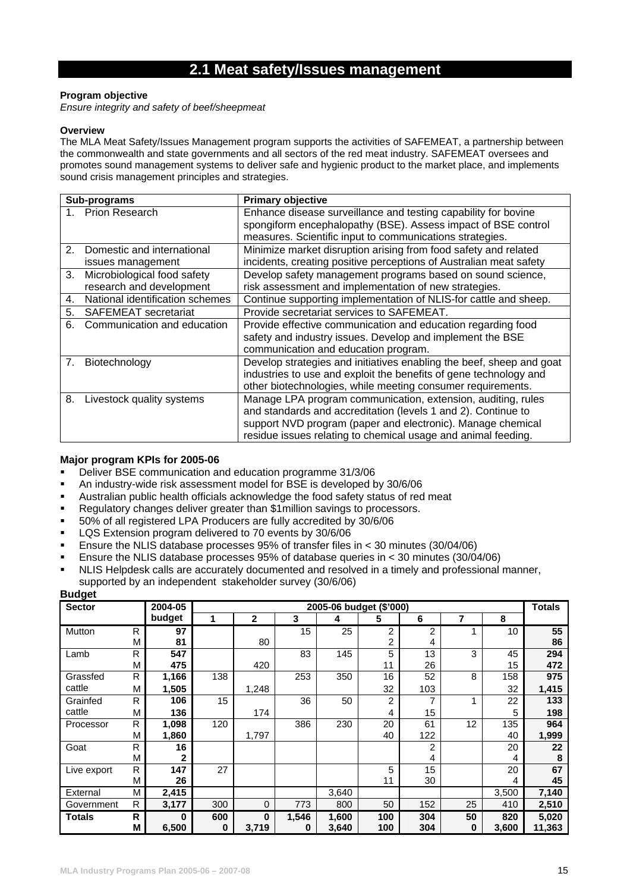## 2.1 Meat safety/Issues management

**Program objective**

*Ensure integrity and safety of beef/sheepmeat*

**Overview**

The MLA Meat Safety/Issues Management program supports the activities of SAFEMEAT, a partnership between the commonwealth and state governments and all sectors of the red meat industry. SAFEMEAT oversees and promotes sound management systems to deliver safe and hygienic product to the market place, and implements sound crisis management principles and strategies.

| Sub-programs | Primary objective |
|---|---|
| 1. Prion Research | Enhance disease surveillance and testing capability for bovine spongiform encephalopathy (BSE). Assess impact of BSE control measures. Scientific input to communications strategies. |
| 2. Domestic and international issues management | Minimize market disruption arising from food safety and related incidents, creating positive perceptions of Australian meat safety |
| 3. Microbiological food safety research and development | Develop safety management programs based on sound science, risk assessment and implementation of new strategies. |
| 4. National identification schemes | Continue supporting implementation of NLIS-for cattle and sheep. |
| 5. SAFEMEAT secretariat | Provide secretariat services to SAFEMEAT. |
| 6. Communication and education | Provide effective communication and education regarding food safety and industry issues. Develop and implement the BSE communication and education program. |
| 7. Biotechnology | Develop strategies and initiatives enabling the beef, sheep and goat industries to use and exploit the benefits of gene technology and other biotechnologies, while meeting consumer requirements. |
| 8. Livestock quality systems | Manage LPA program communication, extension, auditing, rules and standards and accreditation (levels 1 and 2). Continue to support NVD program (paper and electronic). Manage chemical residue issues relating to chemical usage and animal feeding. |

**Major program KPIs for 2005-06**

- Deliver BSE communication and education programme 31/3/06
- An industry-wide risk assessment model for BSE is developed by 30/6/06
- Australian public health officials acknowledge the food safety status of red meat
- Regulatory changes deliver greater than $1million savings to processors.
- 50% of all registered LPA Producers are fully accredited by 30/6/06
- LQS Extension program delivered to 70 events by 30/6/06
- Ensure the NLIS database processes 95% of transfer files in < 30 minutes (30/04/06)
- Ensure the NLIS database processes 95% of database queries in < 30 minutes (30/04/06)
- NLIS Helpdesk calls are accurately documented and resolved in a timely and professional manner, supported by an independent stakeholder survey (30/6/06)

**Budget**

| Sector | | 2004-05 budget | 2005-06 budget ($'000) | | | | | | | | Totals |
|---|---|---|---|---|---|---|---|---|---|---|---|
| | | | 1 | 2 | 3 | 4 | 5 | 6 | 7 | 8 | |
| Mutton | R | **97** | | | 15 | 25 | 2 | 2 | 1 | 10 | **55** |
| | M | **81** | | 80 | | | 2 | 4 | | | **86** |
| Lamb | R | **547** | | | 83 | 145 | 5 | 13 | 3 | 45 | **294** |
| | M | **475** | | 420 | | | 11 | 26 | | 15 | **472** |
| Grassfed cattle | R | **1,166** | 138 | | 253 | 350 | 16 | 52 | 8 | 158 | **975** |
| | M | **1,505** | | 1,248 | | | 32 | 103 | | 32 | **1,415** |
| Grainfed cattle | R | **106** | 15 | | 36 | 50 | 2 | 7 | 1 | 22 | **133** |
| | M | **136** | | 174 | | | 4 | 15 | | 5 | **198** |
| Processor | R | **1,098** | 120 | | 386 | 230 | 20 | 61 | 12 | 135 | **964** |
| | M | **1,860** | | 1,797 | | | 40 | 122 | | 40 | **1,999** |
| Goat | R | **16** | | | | | | 2 | | 20 | **22** |
| | M | **2** | | | | | | 4 | | 4 | **8** |
| Live export | R | **147** | 27 | | | | 5 | 15 | | 20 | **67** |
| | M | **26** | | | | | 11 | 30 | | 4 | **45** |
| External | M | **2,415** | | | | 3,640 | | | | 3,500 | **7,140** |
| Government | R | **3,177** | 300 | 0 | 773 | 800 | 50 | 152 | 25 | 410 | **2,510** |
| **Totals** | **R** | **0** | **600** | **0** | **1,546** | **1,600** | **100** | **304** | **50** | **820** | **5,020** |
| | **M** | **6,500** | **0** | **3,719** | **0** | **3,640** | **100** | **304** | **0** | **3,600** | **11,363** |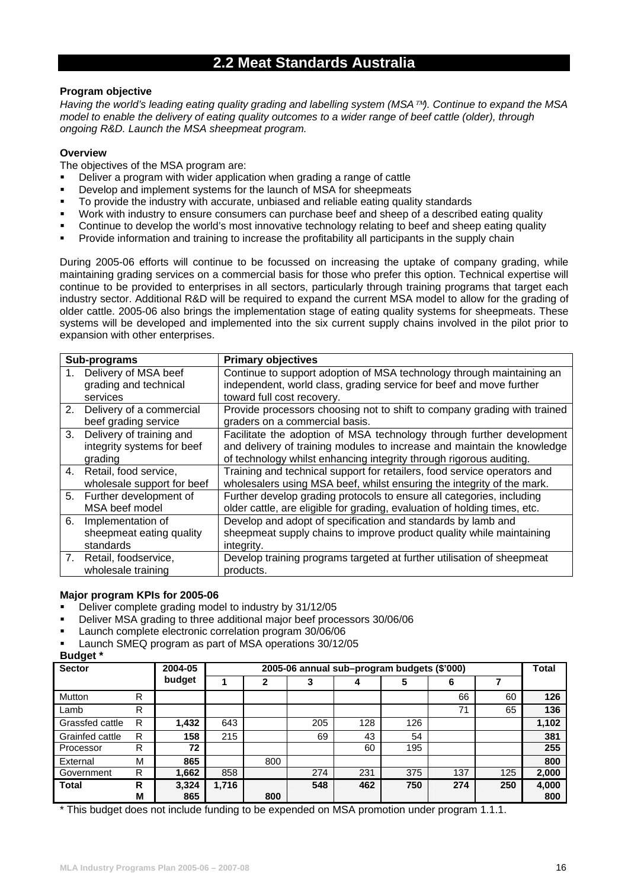## 2.2 Meat Standards Australia

**Program objective**

*Having the world's leading eating quality grading and labelling system (MSA™). Continue to expand the MSA model to enable the delivery of eating quality outcomes to a wider range of beef cattle (older), through ongoing R&D. Launch the MSA sheepmeat program.*

**Overview**

The objectives of the MSA program are:

- Deliver a program with wider application when grading a range of cattle
- Develop and implement systems for the launch of MSA for sheepmeats
- To provide the industry with accurate, unbiased and reliable eating quality standards
- Work with industry to ensure consumers can purchase beef and sheep of a described eating quality
- Continue to develop the world's most innovative technology relating to beef and sheep eating quality
- Provide information and training to increase the profitability all participants in the supply chain

During 2005-06 efforts will continue to be focussed on increasing the uptake of company grading, while maintaining grading services on a commercial basis for those who prefer this option. Technical expertise will continue to be provided to enterprises in all sectors, particularly through training programs that target each industry sector. Additional R&D will be required to expand the current MSA model to allow for the grading of older cattle. 2005-06 also brings the implementation stage of eating quality systems for sheepmeats. These systems will be developed and implemented into the six current supply chains involved in the pilot prior to expansion with other enterprises.

| Sub-programs | Primary objectives |
|---|---|
| 1. Delivery of MSA beef grading and technical services | Continue to support adoption of MSA technology through maintaining an independent, world class, grading service for beef and move further toward full cost recovery. |
| 2. Delivery of a commercial beef grading service | Provide processors choosing not to shift to company grading with trained graders on a commercial basis. |
| 3. Delivery of training and integrity systems for beef grading | Facilitate the adoption of MSA technology through further development and delivery of training modules to increase and maintain the knowledge of technology whilst enhancing integrity through rigorous auditing. |
| 4. Retail, food service, wholesale support for beef | Training and technical support for retailers, food service operators and wholesalers using MSA beef, whilst ensuring the integrity of the mark. |
| 5. Further development of MSA beef model | Further develop grading protocols to ensure all categories, including older cattle, are eligible for grading, evaluation of holding times, etc. |
| 6. Implementation of sheepmeat eating quality standards | Develop and adopt of specification and standards by lamb and sheepmeat supply chains to improve product quality while maintaining integrity. |
| 7. Retail, foodservice, wholesale training | Develop training programs targeted at further utilisation of sheepmeat products. |

**Major program KPIs for 2005-06**

- Deliver complete grading model to industry by 31/12/05
- Deliver MSA grading to three additional major beef processors 30/06/06
- Launch complete electronic correlation program 30/06/06
- Launch SMEQ program as part of MSA operations 30/12/05

**Budget \***

| Sector | | 2004-05 budget | 2005-06 annual sub–program budgets ($'000) | | | | | | | Total |
|---|---|---|---|---|---|---|---|---|---|---|
| | | | 1 | 2 | 3 | 4 | 5 | 6 | 7 | |
| Mutton | R | | | | | | | 66 | 60 | **126** |
| Lamb | R | | | | | | | 71 | 65 | **136** |
| Grassfed cattle | R | **1,432** | 643 | | 205 | 128 | 126 | | | **1,102** |
| Grainfed cattle | R | **158** | 215 | | 69 | 43 | 54 | | | **381** |
| Processor | R | **72** | | | | 60 | 195 | | | **255** |
| External | M | **865** | | 800 | | | | | | **800** |
| Government | R | **1,662** | 858 | | 274 | 231 | 375 | 137 | 125 | **2,000** |
| **Total** | **R** | **3,324** | **1,716** | | **548** | **462** | **750** | **274** | **250** | **4,000** |
| | **M** | **865** | | **800** | | | | | | **800** |

\* This budget does not include funding to be expended on MSA promotion under program 1.1.1.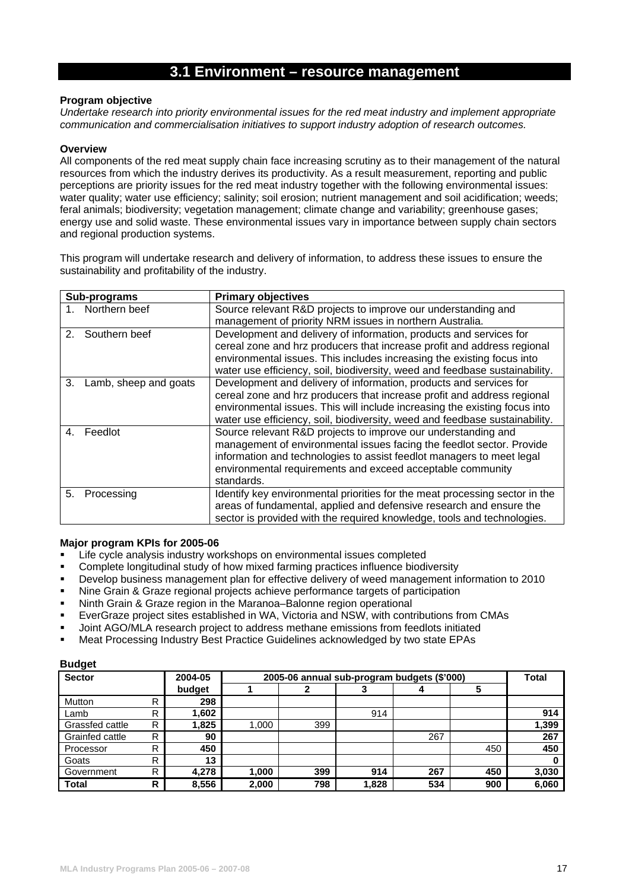## 3.1 Environment – resource management

**Program objective**

*Undertake research into priority environmental issues for the red meat industry and implement appropriate communication and commercialisation initiatives to support industry adoption of research outcomes.*

**Overview**

All components of the red meat supply chain face increasing scrutiny as to their management of the natural resources from which the industry derives its productivity. As a result measurement, reporting and public perceptions are priority issues for the red meat industry together with the following environmental issues: water quality; water use efficiency; salinity; soil erosion; nutrient management and soil acidification; weeds; feral animals; biodiversity; vegetation management; climate change and variability; greenhouse gases; energy use and solid waste. These environmental issues vary in importance between supply chain sectors and regional production systems.

This program will undertake research and delivery of information, to address these issues to ensure the sustainability and profitability of the industry.

| Sub-programs | Primary objectives |
|---|---|
| 1. Northern beef | Source relevant R&D projects to improve our understanding and management of priority NRM issues in northern Australia. |
| 2. Southern beef | Development and delivery of information, products and services for cereal zone and hrz producers that increase profit and address regional environmental issues. This includes increasing the existing focus into water use efficiency, soil, biodiversity, weed and feedbase sustainability. |
| 3. Lamb, sheep and goats | Development and delivery of information, products and services for cereal zone and hrz producers that increase profit and address regional environmental issues. This will include increasing the existing focus into water use efficiency, soil, biodiversity, weed and feedbase sustainability. |
| 4. Feedlot | Source relevant R&D projects to improve our understanding and management of environmental issues facing the feedlot sector. Provide information and technologies to assist feedlot managers to meet legal environmental requirements and exceed acceptable community standards. |
| 5. Processing | Identify key environmental priorities for the meat processing sector in the areas of fundamental, applied and defensive research and ensure the sector is provided with the required knowledge, tools and technologies. |

**Major program KPIs for 2005-06**

- Life cycle analysis industry workshops on environmental issues completed
- Complete longitudinal study of how mixed farming practices influence biodiversity
- Develop business management plan for effective delivery of weed management information to 2010
- Nine Grain & Graze regional projects achieve performance targets of participation
- Ninth Grain & Graze region in the Maranoa–Balonne region operational
- EverGraze project sites established in WA, Victoria and NSW, with contributions from CMAs
- Joint AGO/MLA research project to address methane emissions from feedlots initiated
- Meat Processing Industry Best Practice Guidelines acknowledged by two state EPAs

**Budget**

| Sector | | 2004-05 | 2005-06 annual sub-program budgets ($'000) | | | | | Total |
|---|---|---|---|---|---|---|---|---|
| | | budget | 1 | 2 | 3 | 4 | 5 | |
| Mutton | R | **298** | | | | | | |
| Lamb | R | **1,602** | | | 914 | | | **914** |
| Grassfed cattle | R | **1,825** | 1,000 | 399 | | | | **1,399** |
| Grainfed cattle | R | **90** | | | | 267 | | **267** |
| Processor | R | **450** | | | | | 450 | **450** |
| Goats | R | **13** | | | | | | **0** |
| Government | R | **4,278** | **1,000** | **399** | **914** | **267** | **450** | **3,030** |
| **Total** | **R** | **8,556** | **2,000** | **798** | **1,828** | **534** | **900** | **6,060** |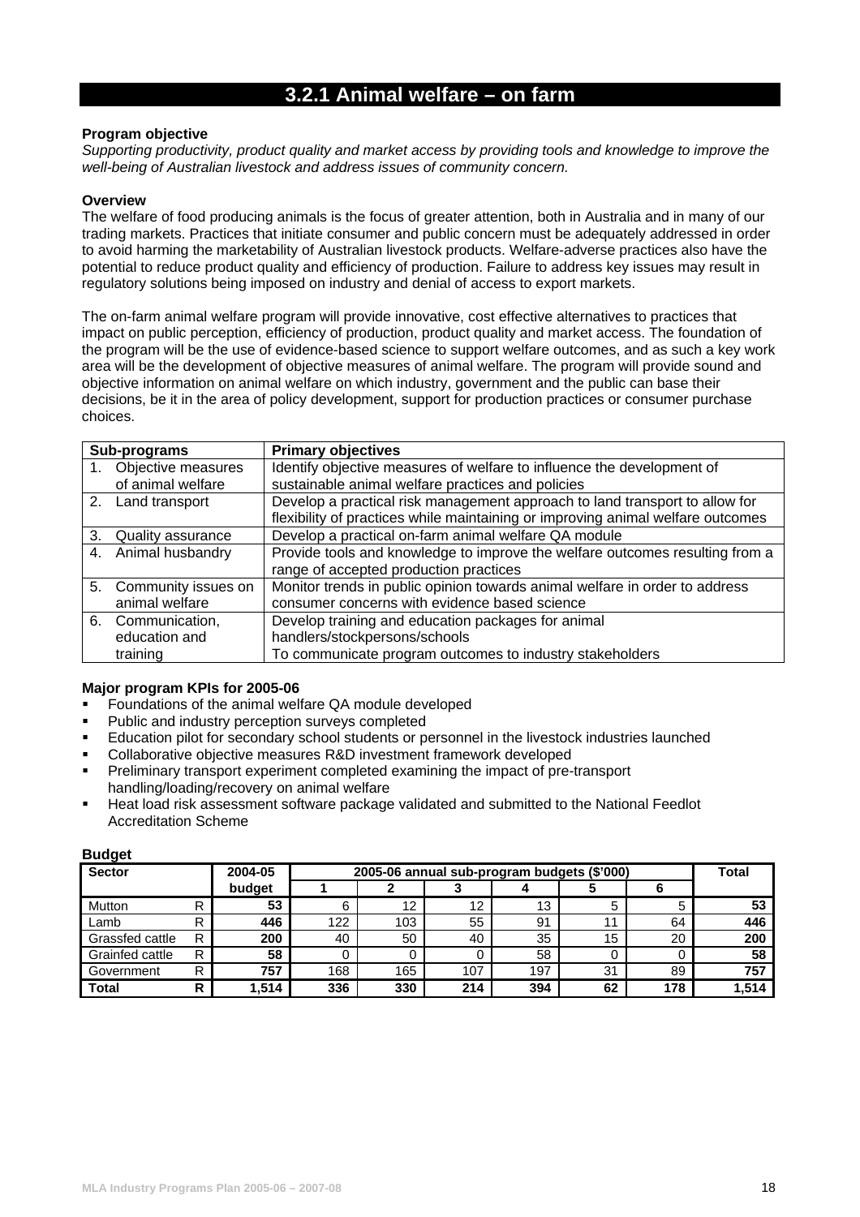## 3.2.1 Animal welfare – on farm

**Program objective**

*Supporting productivity, product quality and market access by providing tools and knowledge to improve the well-being of Australian livestock and address issues of community concern.*

**Overview**

The welfare of food producing animals is the focus of greater attention, both in Australia and in many of our trading markets. Practices that initiate consumer and public concern must be adequately addressed in order to avoid harming the marketability of Australian livestock products. Welfare-adverse practices also have the potential to reduce product quality and efficiency of production. Failure to address key issues may result in regulatory solutions being imposed on industry and denial of access to export markets.

The on-farm animal welfare program will provide innovative, cost effective alternatives to practices that impact on public perception, efficiency of production, product quality and market access. The foundation of the program will be the use of evidence-based science to support welfare outcomes, and as such a key work area will be the development of objective measures of animal welfare. The program will provide sound and objective information on animal welfare on which industry, government and the public can base their decisions, be it in the area of policy development, support for production practices or consumer purchase choices.

| Sub-programs | Primary objectives |
|---|---|
| 1. Objective measures of animal welfare | Identify objective measures of welfare to influence the development of sustainable animal welfare practices and policies |
| 2. Land transport | Develop a practical risk management approach to land transport to allow for flexibility of practices while maintaining or improving animal welfare outcomes |
| 3. Quality assurance | Develop a practical on-farm animal welfare QA module |
| 4. Animal husbandry | Provide tools and knowledge to improve the welfare outcomes resulting from a range of accepted production practices |
| 5. Community issues on animal welfare | Monitor trends in public opinion towards animal welfare in order to address consumer concerns with evidence based science |
| 6. Communication, education and training | Develop training and education packages for animal handlers/stockpersons/schools<br>To communicate program outcomes to industry stakeholders |

**Major program KPIs for 2005-06**

- Foundations of the animal welfare QA module developed
- Public and industry perception surveys completed
- Education pilot for secondary school students or personnel in the livestock industries launched
- Collaborative objective measures R&D investment framework developed
- Preliminary transport experiment completed examining the impact of pre-transport handling/loading/recovery on animal welfare
- Heat load risk assessment software package validated and submitted to the National Feedlot Accreditation Scheme

**Budget**

| Sector | | 2004-05 | 2005-06 annual sub-program budgets ($'000) | | | | | | Total |
|---|---|---|---|---|---|---|---|---|---|
| | | budget | 1 | 2 | 3 | 4 | 5 | 6 | |
| Mutton | R | **53** | 6 | 12 | 12 | 13 | 5 | 5 | **53** |
| Lamb | R | **446** | 122 | 103 | 55 | 91 | 11 | 64 | **446** |
| Grassfed cattle | R | **200** | 40 | 50 | 40 | 35 | 15 | 20 | **200** |
| Grainfed cattle | R | **58** | 0 | 0 | 0 | 58 | 0 | 0 | **58** |
| Government | R | **757** | 168 | 165 | 107 | 197 | 31 | 89 | **757** |
| **Total** | **R** | **1,514** | **336** | **330** | **214** | **394** | **62** | **178** | **1,514** |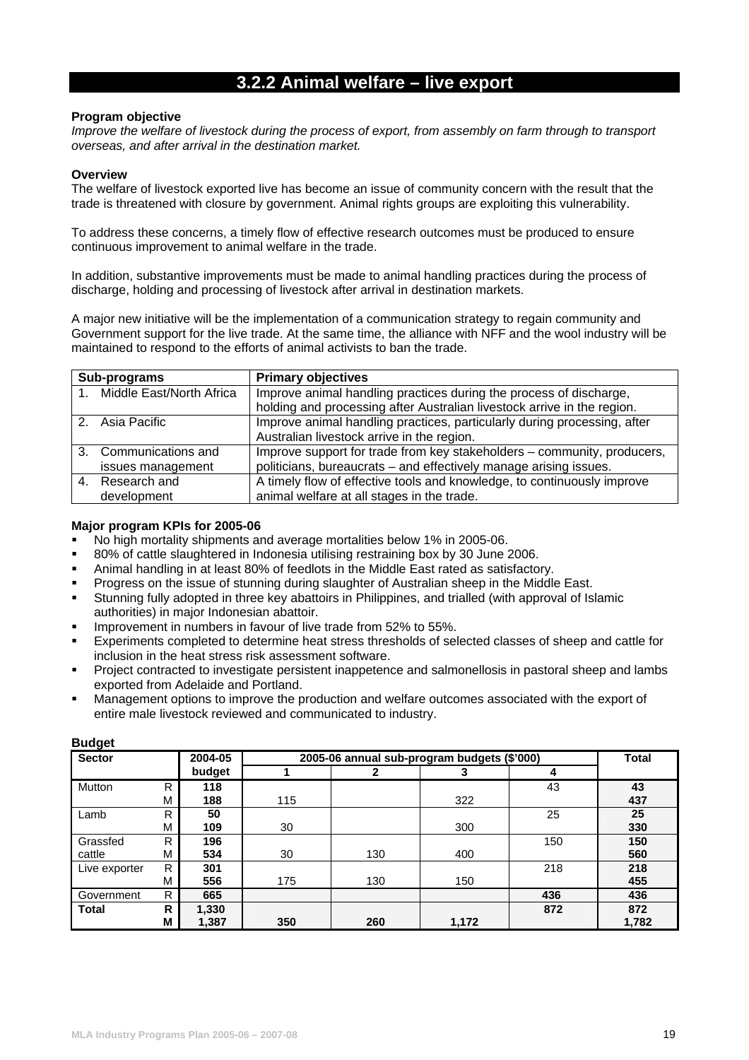# 3.2.2 Animal welfare – live export

**Program objective**

*Improve the welfare of livestock during the process of export, from assembly on farm through to transport overseas, and after arrival in the destination market.*

**Overview**

The welfare of livestock exported live has become an issue of community concern with the result that the trade is threatened with closure by government. Animal rights groups are exploiting this vulnerability.

To address these concerns, a timely flow of effective research outcomes must be produced to ensure continuous improvement to animal welfare in the trade.

In addition, substantive improvements must be made to animal handling practices during the process of discharge, holding and processing of livestock after arrival in destination markets.

A major new initiative will be the implementation of a communication strategy to regain community and Government support for the live trade. At the same time, the alliance with NFF and the wool industry will be maintained to respond to the efforts of animal activists to ban the trade.

| Sub-programs | Primary objectives |
|---|---|
| 1. Middle East/North Africa | Improve animal handling practices during the process of discharge, holding and processing after Australian livestock arrive in the region. |
| 2. Asia Pacific | Improve animal handling practices, particularly during processing, after Australian livestock arrive in the region. |
| 3. Communications and issues management | Improve support for trade from key stakeholders – community, producers, politicians, bureaucrats – and effectively manage arising issues. |
| 4. Research and development | A timely flow of effective tools and knowledge, to continuously improve animal welfare at all stages in the trade. |

**Major program KPIs for 2005-06**

- No high mortality shipments and average mortalities below 1% in 2005-06.
- 80% of cattle slaughtered in Indonesia utilising restraining box by 30 June 2006.
- Animal handling in at least 80% of feedlots in the Middle East rated as satisfactory.
- Progress on the issue of stunning during slaughter of Australian sheep in the Middle East.
- Stunning fully adopted in three key abattoirs in Philippines, and trialled (with approval of Islamic authorities) in major Indonesian abattoir.
- Improvement in numbers in favour of live trade from 52% to 55%.
- Experiments completed to determine heat stress thresholds of selected classes of sheep and cattle for inclusion in the heat stress risk assessment software.
- Project contracted to investigate persistent inappetence and salmonellosis in pastoral sheep and lambs exported from Adelaide and Portland.
- Management options to improve the production and welfare outcomes associated with the export of entire male livestock reviewed and communicated to industry.

**Budget**

| Sector | | 2004-05 budget | 2005-06 annual sub-program budgets ($'000) | | | | Total |
|---|---|---|---|---|---|---|---|
| | | | 1 | 2 | 3 | 4 | |
| Mutton | R | **118** | | | | 43 | **43** |
| | M | **188** | 115 | | 322 | | **437** |
| Lamb | R | **50** | | | | 25 | **25** |
| | M | **109** | 30 | | 300 | | **330** |
| Grassfed cattle | R | **196** | | | | 150 | **150** |
| | M | **534** | 30 | 130 | 400 | | **560** |
| Live exporter | R | **301** | | | | 218 | **218** |
| | M | **556** | 175 | 130 | 150 | | **455** |
| Government | R | **665** | | | | **436** | 436 |
| **Total** | **R** | **1,330** | | | | **872** | **872** |
| | **M** | **1,387** | **350** | **260** | **1,172** | | **1,782** |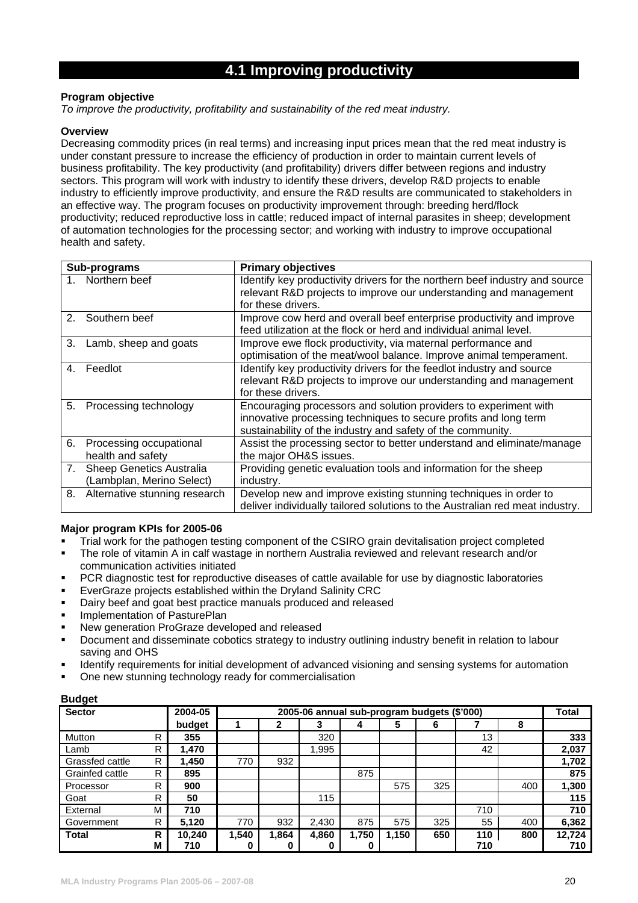# 4.1 Improving productivity

**Program objective**

*To improve the productivity, profitability and sustainability of the red meat industry.*

**Overview**

Decreasing commodity prices (in real terms) and increasing input prices mean that the red meat industry is under constant pressure to increase the efficiency of production in order to maintain current levels of business profitability. The key productivity (and profitability) drivers differ between regions and industry sectors. This program will work with industry to identify these drivers, develop R&D projects to enable industry to efficiently improve productivity, and ensure the R&D results are communicated to stakeholders in an effective way. The program focuses on productivity improvement through: breeding herd/flock productivity; reduced reproductive loss in cattle; reduced impact of internal parasites in sheep; development of automation technologies for the processing sector; and working with industry to improve occupational health and safety.

| Sub-programs | Primary objectives |
|---|---|
| 1. Northern beef | Identify key productivity drivers for the northern beef industry and source relevant R&D projects to improve our understanding and management for these drivers. |
| 2. Southern beef | Improve cow herd and overall beef enterprise productivity and improve feed utilization at the flock or herd and individual animal level. |
| 3. Lamb, sheep and goats | Improve ewe flock productivity, via maternal performance and optimisation of the meat/wool balance. Improve animal temperament. |
| 4. Feedlot | Identify key productivity drivers for the feedlot industry and source relevant R&D projects to improve our understanding and management for these drivers. |
| 5. Processing technology | Encouraging processors and solution providers to experiment with innovative processing techniques to secure profits and long term sustainability of the industry and safety of the community. |
| 6. Processing occupational health and safety | Assist the processing sector to better understand and eliminate/manage the major OH&S issues. |
| 7. Sheep Genetics Australia (Lambplan, Merino Select) | Providing genetic evaluation tools and information for the sheep industry. |
| 8. Alternative stunning research | Develop new and improve existing stunning techniques in order to deliver individually tailored solutions to the Australian red meat industry. |

**Major program KPIs for 2005-06**

- Trial work for the pathogen testing component of the CSIRO grain devitalisation project completed
- The role of vitamin A in calf wastage in northern Australia reviewed and relevant research and/or communication activities initiated
- PCR diagnostic test for reproductive diseases of cattle available for use by diagnostic laboratories
- EverGraze projects established within the Dryland Salinity CRC
- Dairy beef and goat best practice manuals produced and released
- Implementation of PasturePlan
- New generation ProGraze developed and released
- Document and disseminate cobotics strategy to industry outlining industry benefit in relation to labour saving and OHS
- Identify requirements for initial development of advanced visioning and sensing systems for automation
- One new stunning technology ready for commercialisation

**Budget**

| Sector | | 2004-05 | 2005-06 annual sub-program budgets ($'000) | | | | | | | | Total |
|---|---|---|---|---|---|---|---|---|---|---|---|
| | | **budget** | **1** | **2** | **3** | **4** | **5** | **6** | **7** | **8** | |
| Mutton | R | **355** | | | 320 | | | | 13 | | **333** |
| Lamb | R | **1,470** | | | 1,995 | | | | 42 | | **2,037** |
| Grassfed cattle | R | **1,450** | 770 | 932 | | | | | | | **1,702** |
| Grainfed cattle | R | **895** | | | | 875 | | | | | **875** |
| Processor | R | **900** | | | | | 575 | 325 | | 400 | **1,300** |
| Goat | R | **50** | | | 115 | | | | | | **115** |
| External | M | **710** | | | | | | | 710 | | **710** |
| Government | R | **5,120** | 770 | 932 | 2,430 | 875 | 575 | 325 | 55 | 400 | **6,362** |
| **Total** | **R** | **10,240** | **1,540** | **1,864** | **4,860** | **1,750** | **1,150** | **650** | **110** | **800** | **12,724** |
| | **M** | **710** | **0** | **0** | **0** | **0** | | | **710** | | **710** |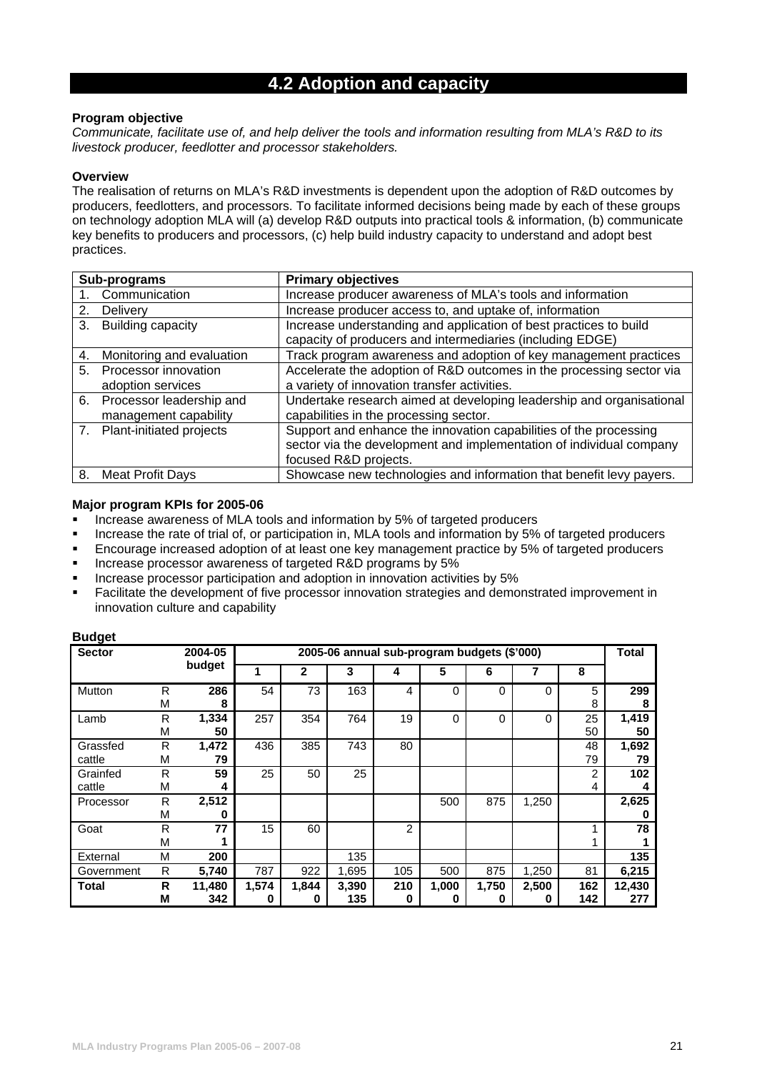## 4.2 Adoption and capacity

**Program objective**

*Communicate, facilitate use of, and help deliver the tools and information resulting from MLA's R&D to its livestock producer, feedlotter and processor stakeholders.*

**Overview**

The realisation of returns on MLA's R&D investments is dependent upon the adoption of R&D outcomes by producers, feedlotters, and processors. To facilitate informed decisions being made by each of these groups on technology adoption MLA will (a) develop R&D outputs into practical tools & information, (b) communicate key benefits to producers and processors, (c) help build industry capacity to understand and adopt best practices.

| Sub-programs | Primary objectives |
|---|---|
| 1. Communication | Increase producer awareness of MLA's tools and information |
| 2. Delivery | Increase producer access to, and uptake of, information |
| 3. Building capacity | Increase understanding and application of best practices to build capacity of producers and intermediaries (including EDGE) |
| 4. Monitoring and evaluation | Track program awareness and adoption of key management practices |
| 5. Processor innovation adoption services | Accelerate the adoption of R&D outcomes in the processing sector via a variety of innovation transfer activities. |
| 6. Processor leadership and management capability | Undertake research aimed at developing leadership and organisational capabilities in the processing sector. |
| 7. Plant-initiated projects | Support and enhance the innovation capabilities of the processing sector via the development and implementation of individual company focused R&D projects. |
| 8. Meat Profit Days | Showcase new technologies and information that benefit levy payers. |

**Major program KPIs for 2005-06**

- Increase awareness of MLA tools and information by 5% of targeted producers
- Increase the rate of trial of, or participation in, MLA tools and information by 5% of targeted producers
- Encourage increased adoption of at least one key management practice by 5% of targeted producers
- Increase processor awareness of targeted R&D programs by 5%
- Increase processor participation and adoption in innovation activities by 5%
- Facilitate the development of five processor innovation strategies and demonstrated improvement in innovation culture and capability

**Budget**

| Sector | | 2004-05 budget | 2005-06 annual sub-program budgets ($'000) | | | | | | | | Total |
|---|---|---|---|---|---|---|---|---|---|---|---|
| | | | 1 | 2 | 3 | 4 | 5 | 6 | 7 | 8 | |
| Mutton | R | **286** | 54 | 73 | 163 | 4 | 0 | 0 | 0 | 5 | **299** |
| | M | **8** | | | | | | | | 8 | **8** |
| Lamb | R | **1,334** | 257 | 354 | 764 | 19 | 0 | 0 | 0 | 25 | **1,419** |
| | M | **50** | | | | | | | | 50 | **50** |
| Grassfed cattle | R | **1,472** | 436 | 385 | 743 | 80 | | | | 48 | **1,692** |
| | M | **79** | | | | | | | | 79 | **79** |
| Grainfed cattle | R | **59** | 25 | 50 | 25 | | | | | 2 | **102** |
| | M | **4** | | | | | | | | 4 | **4** |
| Processor | R | **2,512** | | | | | 500 | 875 | 1,250 | | **2,625** |
| | M | **0** | | | | | | | | | **0** |
| Goat | R | **77** | 15 | 60 | | 2 | | | | 1 | **78** |
| | M | **1** | | | | | | | | 1 | **1** |
| External | M | **200** | | | 135 | | | | | | **135** |
| Government | R | **5,740** | 787 | 922 | 1,695 | 105 | 500 | 875 | 1,250 | 81 | **6,215** |
| **Total** | **R** | **11,480** | **1,574** | **1,844** | **3,390** | **210** | **1,000** | **1,750** | **2,500** | **162** | **12,430** |
| | **M** | **342** | **0** | **0** | **135** | **0** | **0** | **0** | **0** | **142** | **277** |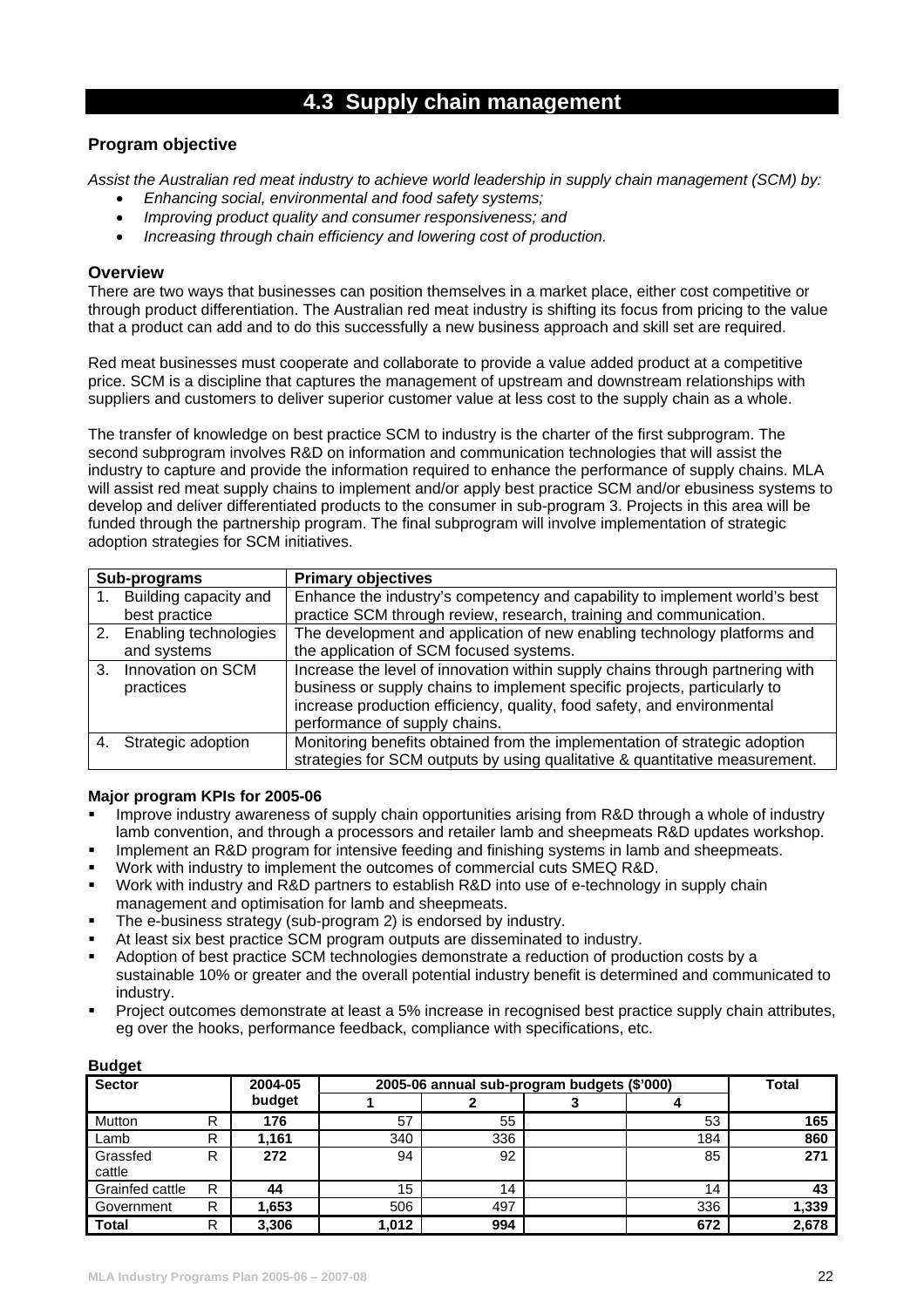## 4.3 Supply chain management

### Program objective

*Assist the Australian red meat industry to achieve world leadership in supply chain management (SCM) by:*

- *Enhancing social, environmental and food safety systems;*
- *Improving product quality and consumer responsiveness; and*
- *Increasing through chain efficiency and lowering cost of production.*

### Overview

There are two ways that businesses can position themselves in a market place, either cost competitive or through product differentiation. The Australian red meat industry is shifting its focus from pricing to the value that a product can add and to do this successfully a new business approach and skill set are required.

Red meat businesses must cooperate and collaborate to provide a value added product at a competitive price. SCM is a discipline that captures the management of upstream and downstream relationships with suppliers and customers to deliver superior customer value at less cost to the supply chain as a whole.

The transfer of knowledge on best practice SCM to industry is the charter of the first subprogram. The second subprogram involves R&D on information and communication technologies that will assist the industry to capture and provide the information required to enhance the performance of supply chains. MLA will assist red meat supply chains to implement and/or apply best practice SCM and/or ebusiness systems to develop and deliver differentiated products to the consumer in sub-program 3. Projects in this area will be funded through the partnership program. The final subprogram will involve implementation of strategic adoption strategies for SCM initiatives.

| Sub-programs | Primary objectives |
|---|---|
| 1. Building capacity and best practice | Enhance the industry's competency and capability to implement world's best practice SCM through review, research, training and communication. |
| 2. Enabling technologies and systems | The development and application of new enabling technology platforms and the application of SCM focused systems. |
| 3. Innovation on SCM practices | Increase the level of innovation within supply chains through partnering with business or supply chains to implement specific projects, particularly to increase production efficiency, quality, food safety, and environmental performance of supply chains. |
| 4. Strategic adoption | Monitoring benefits obtained from the implementation of strategic adoption strategies for SCM outputs by using qualitative & quantitative measurement. |

**Major program KPIs for 2005-06**

- Improve industry awareness of supply chain opportunities arising from R&D through a whole of industry lamb convention, and through a processors and retailer lamb and sheepmeats R&D updates workshop.
- Implement an R&D program for intensive feeding and finishing systems in lamb and sheepmeats.
- Work with industry to implement the outcomes of commercial cuts SMEQ R&D.
- Work with industry and R&D partners to establish R&D into use of e-technology in supply chain management and optimisation for lamb and sheepmeats.
- The e-business strategy (sub-program 2) is endorsed by industry.
- At least six best practice SCM program outputs are disseminated to industry.
- Adoption of best practice SCM technologies demonstrate a reduction of production costs by a sustainable 10% or greater and the overall potential industry benefit is determined and communicated to industry.
- Project outcomes demonstrate at least a 5% increase in recognised best practice supply chain attributes, eg over the hooks, performance feedback, compliance with specifications, etc.

**Budget**

| Sector | | 2004-05 budget | 2005-06 annual sub-program budgets ($'000) | | | | Total |
|---|---|---|---|---|---|---|---|
| | | | 1 | 2 | 3 | 4 | |
| Mutton | R | **176** | 57 | 55 | | 53 | **165** |
| Lamb | R | **1,161** | 340 | 336 | | 184 | **860** |
| Grassfed cattle | R | **272** | 94 | 92 | | 85 | **271** |
| Grainfed cattle | R | **44** | 15 | 14 | | 14 | **43** |
| Government | R | **1,653** | 506 | 497 | | 336 | **1,339** |
| **Total** | R | **3,306** | **1,012** | **994** | | **672** | **2,678** |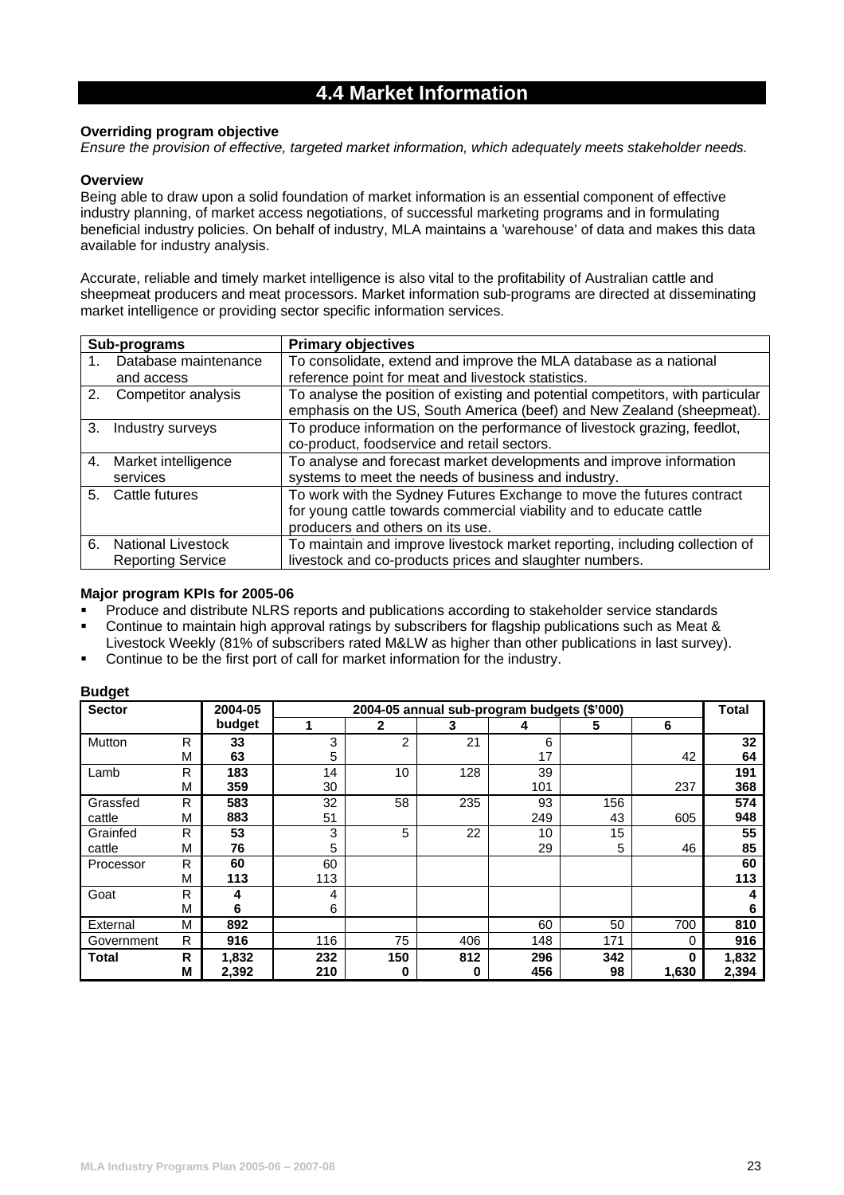## 4.4 Market Information

**Overriding program objective**

*Ensure the provision of effective, targeted market information, which adequately meets stakeholder needs.*

**Overview**

Being able to draw upon a solid foundation of market information is an essential component of effective industry planning, of market access negotiations, of successful marketing programs and in formulating beneficial industry policies. On behalf of industry, MLA maintains a 'warehouse' of data and makes this data available for industry analysis.

Accurate, reliable and timely market intelligence is also vital to the profitability of Australian cattle and sheepmeat producers and meat processors. Market information sub-programs are directed at disseminating market intelligence or providing sector specific information services.

| Sub-programs | Primary objectives |
|---|---|
| 1. Database maintenance and access | To consolidate, extend and improve the MLA database as a national reference point for meat and livestock statistics. |
| 2. Competitor analysis | To analyse the position of existing and potential competitors, with particular emphasis on the US, South America (beef) and New Zealand (sheepmeat). |
| 3. Industry surveys | To produce information on the performance of livestock grazing, feedlot, co-product, foodservice and retail sectors. |
| 4. Market intelligence services | To analyse and forecast market developments and improve information systems to meet the needs of business and industry. |
| 5. Cattle futures | To work with the Sydney Futures Exchange to move the futures contract for young cattle towards commercial viability and to educate cattle producers and others on its use. |
| 6. National Livestock Reporting Service | To maintain and improve livestock market reporting, including collection of livestock and co-products prices and slaughter numbers. |

**Major program KPIs for 2005-06**

- Produce and distribute NLRS reports and publications according to stakeholder service standards
- Continue to maintain high approval ratings by subscribers for flagship publications such as Meat & Livestock Weekly (81% of subscribers rated M&LW as higher than other publications in last survey).
- Continue to be the first port of call for market information for the industry.

**Budget**

| Sector | | 2004-05 budget | 2004-05 annual sub-program budgets ($'000) | | | | | | Total |
|---|---|---|---|---|---|---|---|---|---|
| | | | 1 | 2 | 3 | 4 | 5 | 6 | |
| Mutton | R | **33** | 3 | 2 | 21 | 6 | | | **32** |
| | M | **63** | 5 | | | 17 | | 42 | **64** |
| Lamb | R | **183** | 14 | 10 | 128 | 39 | | | **191** |
| | M | **359** | 30 | | | 101 | | 237 | **368** |
| Grassfed cattle | R | **583** | 32 | 58 | 235 | 93 | 156 | | **574** |
| | M | **883** | 51 | | | 249 | 43 | 605 | **948** |
| Grainfed cattle | R | **53** | 3 | 5 | 22 | 10 | 15 | | **55** |
| | M | **76** | 5 | | | 29 | 5 | 46 | **85** |
| Processor | R | **60** | 60 | | | | | | **60** |
| | M | **113** | 113 | | | | | | **113** |
| Goat | R | **4** | 4 | | | | | | **4** |
| | M | **6** | 6 | | | | | | **6** |
| External | M | **892** | | | | 60 | 50 | 700 | **810** |
| Government | R | **916** | 116 | 75 | 406 | 148 | 171 | 0 | **916** |
| **Total** | **R** | **1,832** | **232** | **150** | **812** | **296** | **342** | **0** | **1,832** |
| | **M** | **2,392** | **210** | **0** | **0** | **456** | **98** | **1,630** | **2,394** |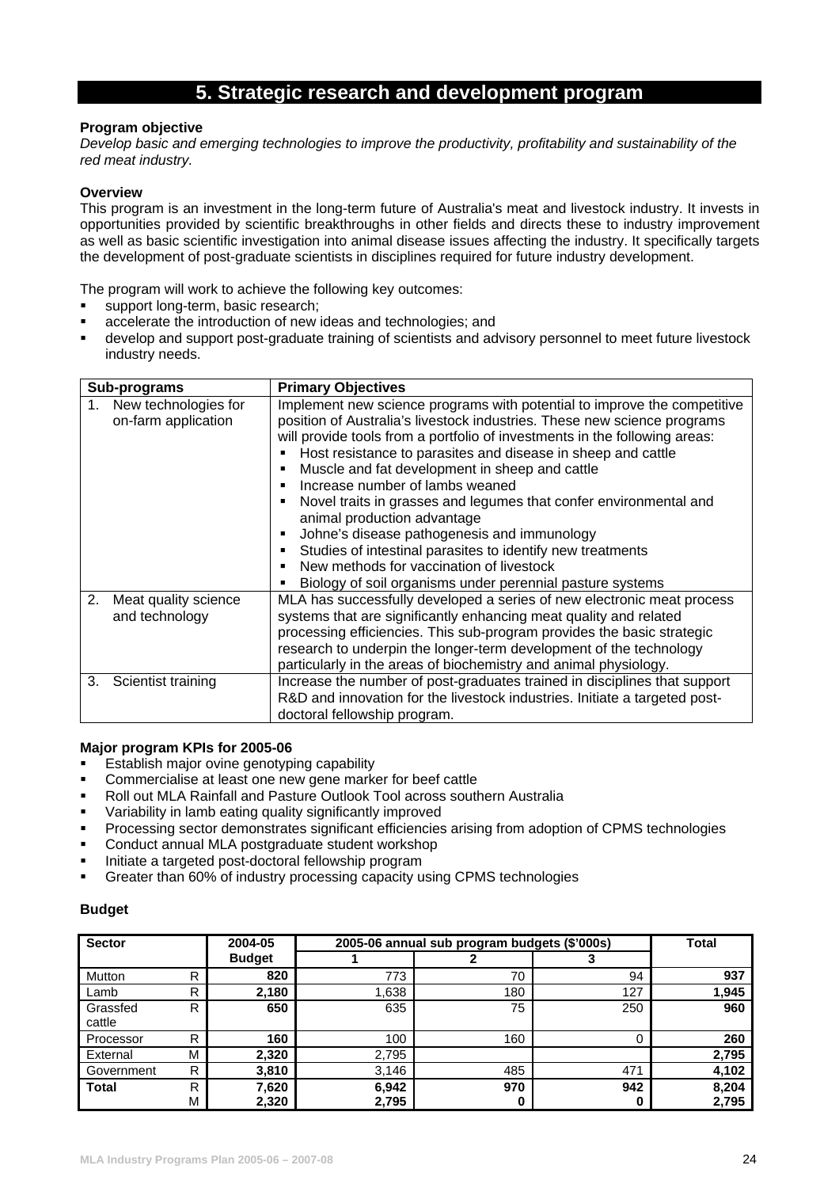# 5. Strategic research and development program

**Program objective**

*Develop basic and emerging technologies to improve the productivity, profitability and sustainability of the red meat industry.*

**Overview**

This program is an investment in the long-term future of Australia's meat and livestock industry. It invests in opportunities provided by scientific breakthroughs in other fields and directs these to industry improvement as well as basic scientific investigation into animal disease issues affecting the industry. It specifically targets the development of post-graduate scientists in disciplines required for future industry development.

The program will work to achieve the following key outcomes:

- support long-term, basic research;
- accelerate the introduction of new ideas and technologies; and
- develop and support post-graduate training of scientists and advisory personnel to meet future livestock industry needs.

| Sub-programs | Primary Objectives |
|---|---|
| 1. New technologies for on-farm application | Implement new science programs with potential to improve the competitive position of Australia's livestock industries. These new science programs will provide tools from a portfolio of investments in the following areas:<br>▪ Host resistance to parasites and disease in sheep and cattle<br>▪ Muscle and fat development in sheep and cattle<br>▪ Increase number of lambs weaned<br>▪ Novel traits in grasses and legumes that confer environmental and animal production advantage<br>▪ Johne's disease pathogenesis and immunology<br>▪ Studies of intestinal parasites to identify new treatments<br>▪ New methods for vaccination of livestock<br>▪ Biology of soil organisms under perennial pasture systems |
| 2. Meat quality science and technology | MLA has successfully developed a series of new electronic meat process systems that are significantly enhancing meat quality and related processing efficiencies. This sub-program provides the basic strategic research to underpin the longer-term development of the technology particularly in the areas of biochemistry and animal physiology. |
| 3. Scientist training | Increase the number of post-graduates trained in disciplines that support R&D and innovation for the livestock industries. Initiate a targeted post-doctoral fellowship program. |

**Major program KPIs for 2005-06**

- Establish major ovine genotyping capability
- Commercialise at least one new gene marker for beef cattle
- Roll out MLA Rainfall and Pasture Outlook Tool across southern Australia
- Variability in lamb eating quality significantly improved
- Processing sector demonstrates significant efficiencies arising from adoption of CPMS technologies
- Conduct annual MLA postgraduate student workshop
- Initiate a targeted post-doctoral fellowship program
- Greater than 60% of industry processing capacity using CPMS technologies

**Budget**

| Sector | | 2004-05 | 2005-06 annual sub program budgets ($'000s) | | | Total |
|---|---|---|---|---|---|---|
| | | **Budget** | **1** | **2** | **3** | |
| Mutton | R | **820** | 773 | 70 | 94 | **937** |
| Lamb | R | **2,180** | 1,638 | 180 | 127 | **1,945** |
| Grassfed cattle | R | **650** | 635 | 75 | 250 | **960** |
| Processor | R | **160** | 100 | 160 | 0 | **260** |
| External | M | **2,320** | 2,795 | | | **2,795** |
| Government | R | **3,810** | 3,146 | 485 | 471 | **4,102** |
| **Total** | R<br>M | **7,620**<br>**2,320** | **6,942**<br>**2,795** | **970**<br>**0** | **942**<br>**0** | **8,204**<br>**2,795** |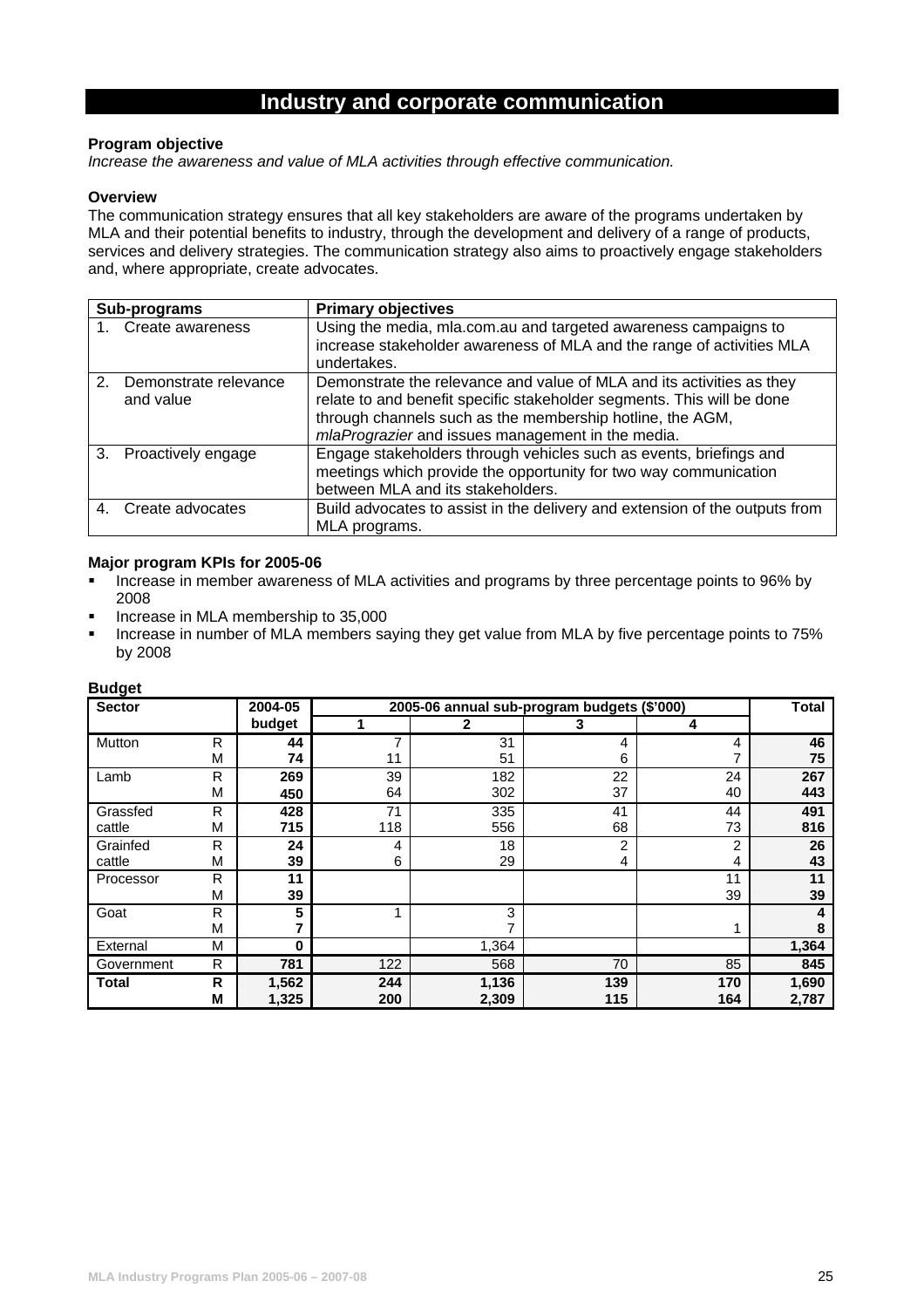# Industry and corporate communication

**Program objective**

*Increase the awareness and value of MLA activities through effective communication.*

**Overview**

The communication strategy ensures that all key stakeholders are aware of the programs undertaken by MLA and their potential benefits to industry, through the development and delivery of a range of products, services and delivery strategies. The communication strategy also aims to proactively engage stakeholders and, where appropriate, create advocates.

| Sub-programs | Primary objectives |
|---|---|
| 1. Create awareness | Using the media, mla.com.au and targeted awareness campaigns to increase stakeholder awareness of MLA and the range of activities MLA undertakes. |
| 2. Demonstrate relevance and value | Demonstrate the relevance and value of MLA and its activities as they relate to and benefit specific stakeholder segments. This will be done through channels such as the membership hotline, the AGM, *mlaPrograzier* and issues management in the media. |
| 3. Proactively engage | Engage stakeholders through vehicles such as events, briefings and meetings which provide the opportunity for two way communication between MLA and its stakeholders. |
| 4. Create advocates | Build advocates to assist in the delivery and extension of the outputs from MLA programs. |

**Major program KPIs for 2005-06**

- Increase in member awareness of MLA activities and programs by three percentage points to 96% by 2008
- Increase in MLA membership to 35,000
- Increase in number of MLA members saying they get value from MLA by five percentage points to 75% by 2008

**Budget**

| Sector | | 2004-05 budget | 2005-06 annual sub-program budgets ($'000) | | | | Total |
|---|---|---|---|---|---|---|---|
| | | | 1 | 2 | 3 | 4 | |
| Mutton | R | **44** | 7 | 31 | 4 | 4 | **46** |
| | M | **74** | 11 | 51 | 6 | 7 | **75** |
| Lamb | R | **269** | 39 | 182 | 22 | 24 | **267** |
| | M | **450** | 64 | 302 | 37 | 40 | **443** |
| Grassfed cattle | R | **428** | 71 | 335 | 41 | 44 | **491** |
| | M | **715** | 118 | 556 | 68 | 73 | **816** |
| Grainfed cattle | R | **24** | 4 | 18 | 2 | 2 | **26** |
| | M | **39** | 6 | 29 | 4 | 4 | **43** |
| Processor | R | **11** | | | | 11 | **11** |
| | M | **39** | | | | 39 | **39** |
| Goat | R | **5** | 1 | 3 | | | **4** |
| | M | **7** | | 7 | | 1 | **8** |
| External | M | **0** | | 1,364 | | | **1,364** |
| Government | R | **781** | 122 | 568 | 70 | 85 | **845** |
| **Total** | **R** | **1,562** | **244** | **1,136** | **139** | **170** | **1,690** |
| | **M** | **1,325** | **200** | **2,309** | **115** | **164** | **2,787** |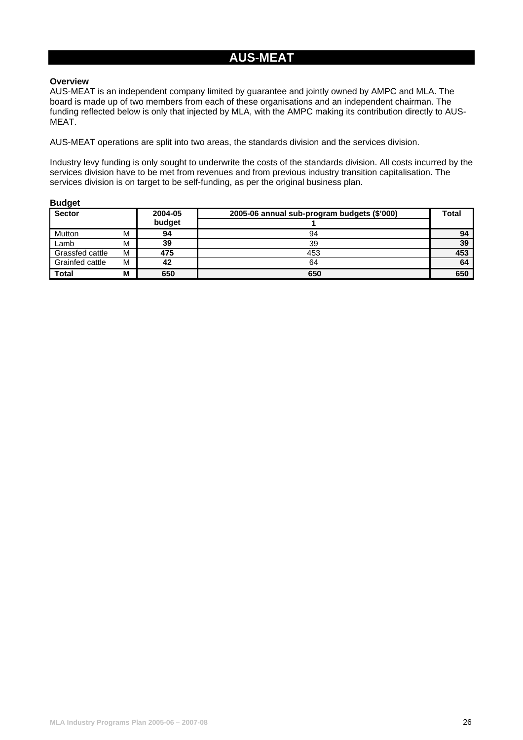# AUS-MEAT

**Overview**

AUS-MEAT is an independent company limited by guarantee and jointly owned by AMPC and MLA. The board is made up of two members from each of these organisations and an independent chairman. The funding reflected below is only that injected by MLA, with the AMPC making its contribution directly to AUS-MEAT.

AUS-MEAT operations are split into two areas, the standards division and the services division.

Industry levy funding is only sought to underwrite the costs of the standards division. All costs incurred by the services division have to be met from revenues and from previous industry transition capitalisation. The services division is on target to be self-funding, as per the original business plan.

**Budget**

| Sector | | 2004-05 budget | 2005-06 annual sub-program budgets ($'000) | Total |
|---|---|---|---|---|
| | | | 1 | |
| Mutton | M | **94** | 94 | **94** |
| Lamb | M | **39** | 39 | **39** |
| Grassfed cattle | M | **475** | 453 | **453** |
| Grainfed cattle | M | **42** | 64 | **64** |
| **Total** | **M** | **650** | **650** | **650** |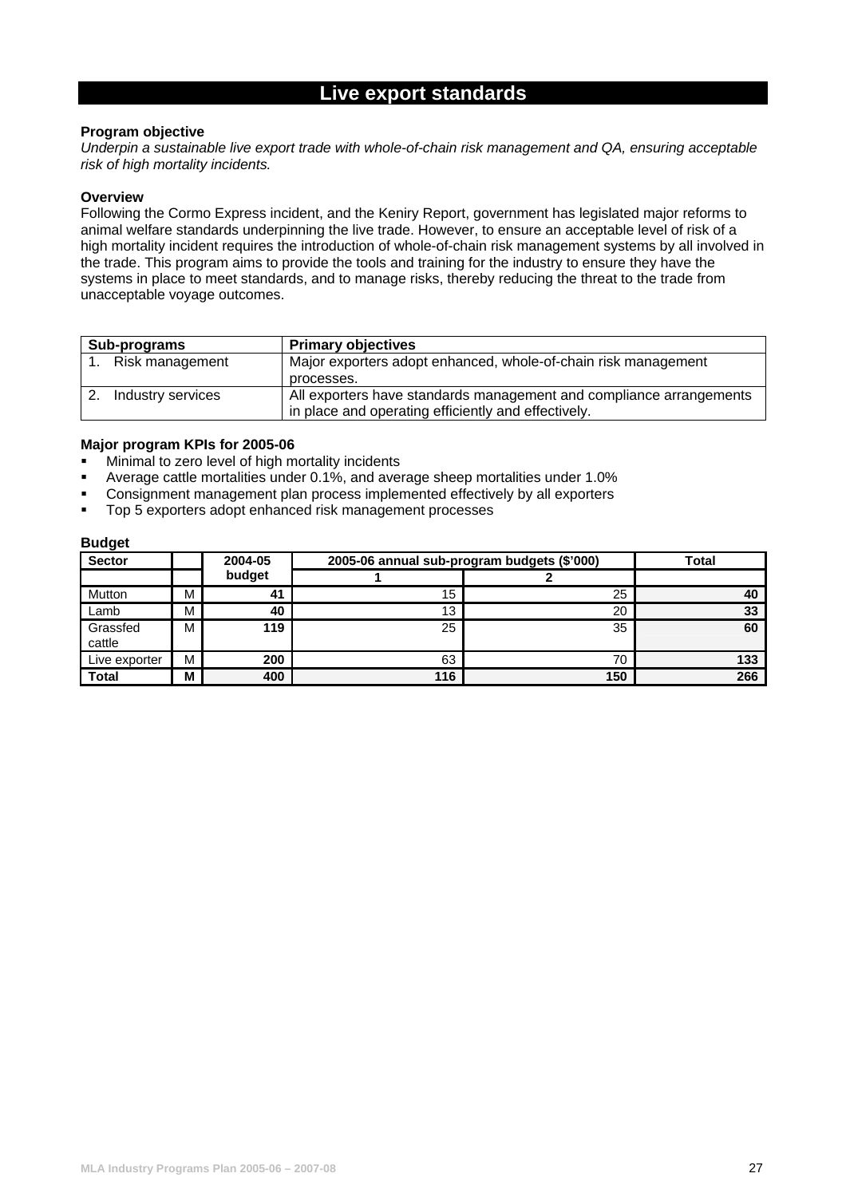# Live export standards

**Program objective**

*Underpin a sustainable live export trade with whole-of-chain risk management and QA, ensuring acceptable risk of high mortality incidents.*

**Overview**

Following the Cormo Express incident, and the Keniry Report, government has legislated major reforms to animal welfare standards underpinning the live trade. However, to ensure an acceptable level of risk of a high mortality incident requires the introduction of whole-of-chain risk management systems by all involved in the trade. This program aims to provide the tools and training for the industry to ensure they have the systems in place to meet standards, and to manage risks, thereby reducing the threat to the trade from unacceptable voyage outcomes.

| Sub-programs | Primary objectives |
|---|---|
| 1. Risk management | Major exporters adopt enhanced, whole-of-chain risk management processes. |
| 2. Industry services | All exporters have standards management and compliance arrangements in place and operating efficiently and effectively. |

**Major program KPIs for 2005-06**

- Minimal to zero level of high mortality incidents
- Average cattle mortalities under 0.1%, and average sheep mortalities under 1.0%
- Consignment management plan process implemented effectively by all exporters
- Top 5 exporters adopt enhanced risk management processes

**Budget**

| Sector | | 2004-05 budget | 2005-06 annual sub-program budgets ($'000) | | Total |
|---|---|---|---|---|---|
| | | | 1 | 2 | |
| Mutton | M | **41** | 15 | 25 | **40** |
| Lamb | M | **40** | 13 | 20 | **33** |
| Grassfed cattle | M | **119** | 25 | 35 | **60** |
| Live exporter | M | **200** | 63 | 70 | **133** |
| **Total** | **M** | **400** | **116** | **150** | **266** |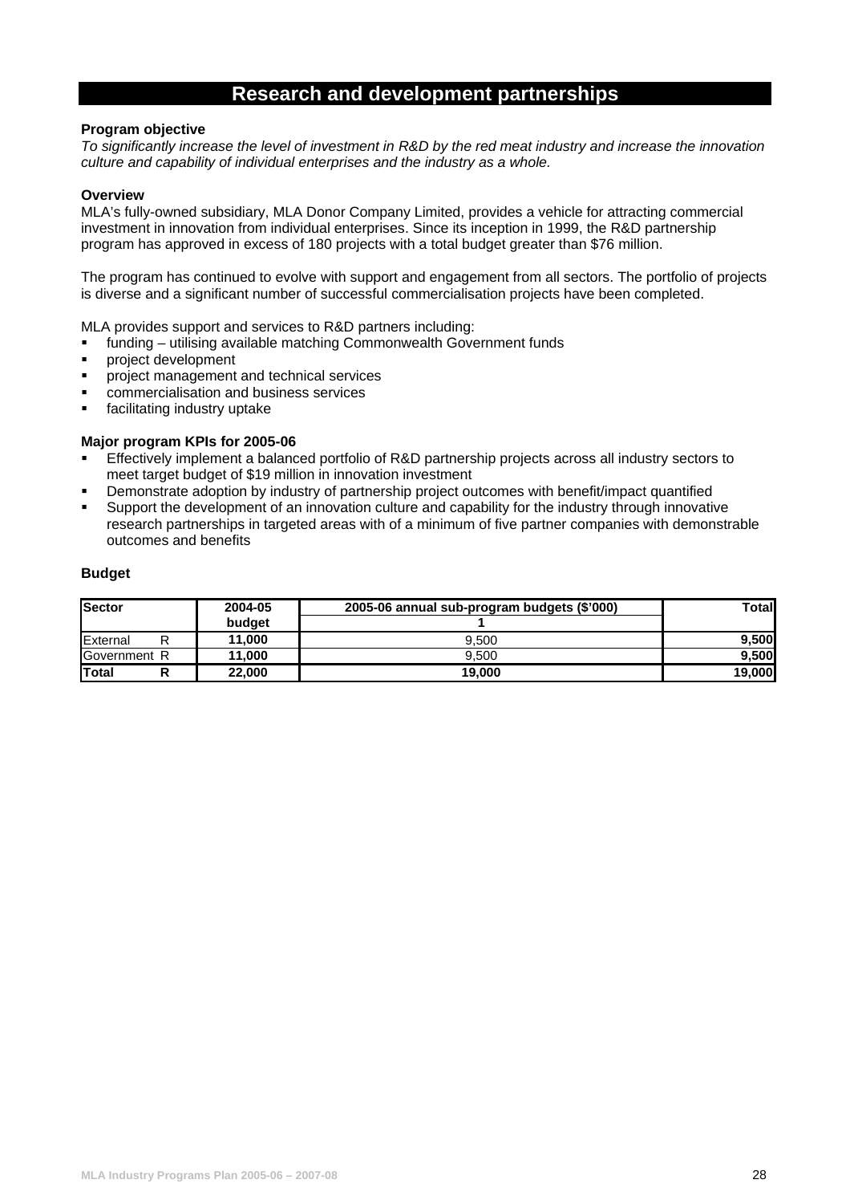# Research and development partnerships

**Program objective**

*To significantly increase the level of investment in R&D by the red meat industry and increase the innovation culture and capability of individual enterprises and the industry as a whole.*

**Overview**

MLA's fully-owned subsidiary, MLA Donor Company Limited, provides a vehicle for attracting commercial investment in innovation from individual enterprises. Since its inception in 1999, the R&D partnership program has approved in excess of 180 projects with a total budget greater than $76 million.

The program has continued to evolve with support and engagement from all sectors. The portfolio of projects is diverse and a significant number of successful commercialisation projects have been completed.

MLA provides support and services to R&D partners including:

- funding – utilising available matching Commonwealth Government funds
- project development
- project management and technical services
- commercialisation and business services
- facilitating industry uptake

**Major program KPIs for 2005-06**

- Effectively implement a balanced portfolio of R&D partnership projects across all industry sectors to meet target budget of $19 million in innovation investment
- Demonstrate adoption by industry of partnership project outcomes with benefit/impact quantified
- Support the development of an innovation culture and capability for the industry through innovative research partnerships in targeted areas with of a minimum of five partner companies with demonstrable outcomes and benefits

**Budget**

| Sector | | 2004-05 budget | 2005-06 annual sub-program budgets ($'000) | Total |
|---|---|---|---|---|
| | | | 1 | |
| External | R | 11,000 | 9,500 | 9,500 |
| Government | R | 11,000 | 9,500 | 9,500 |
| **Total** | **R** | **22,000** | **19,000** | **19,000** |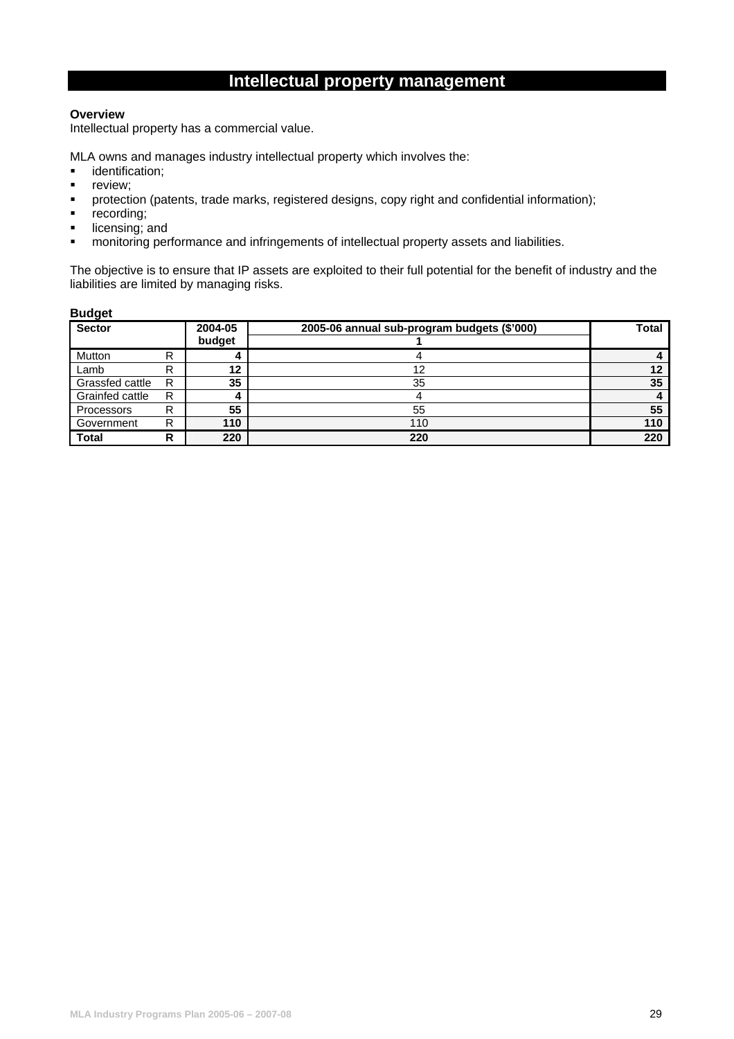# Intellectual property management

**Overview**

Intellectual property has a commercial value.

MLA owns and manages industry intellectual property which involves the:

- identification;
- review;
- protection (patents, trade marks, registered designs, copy right and confidential information);
- recording;
- licensing; and
- monitoring performance and infringements of intellectual property assets and liabilities.

The objective is to ensure that IP assets are exploited to their full potential for the benefit of industry and the liabilities are limited by managing risks.

**Budget**

| Sector | | 2004-05 budget | 2005-06 annual sub-program budgets ($'000) | Total |
|---|---|---|---|---|
| | | | 1 | |
| Mutton | R | 4 | 4 | 4 |
| Lamb | R | 12 | 12 | 12 |
| Grassfed cattle | R | 35 | 35 | 35 |
| Grainfed cattle | R | 4 | 4 | 4 |
| Processors | R | 55 | 55 | 55 |
| Government | R | 110 | 110 | 110 |
| **Total** | **R** | **220** | **220** | **220** |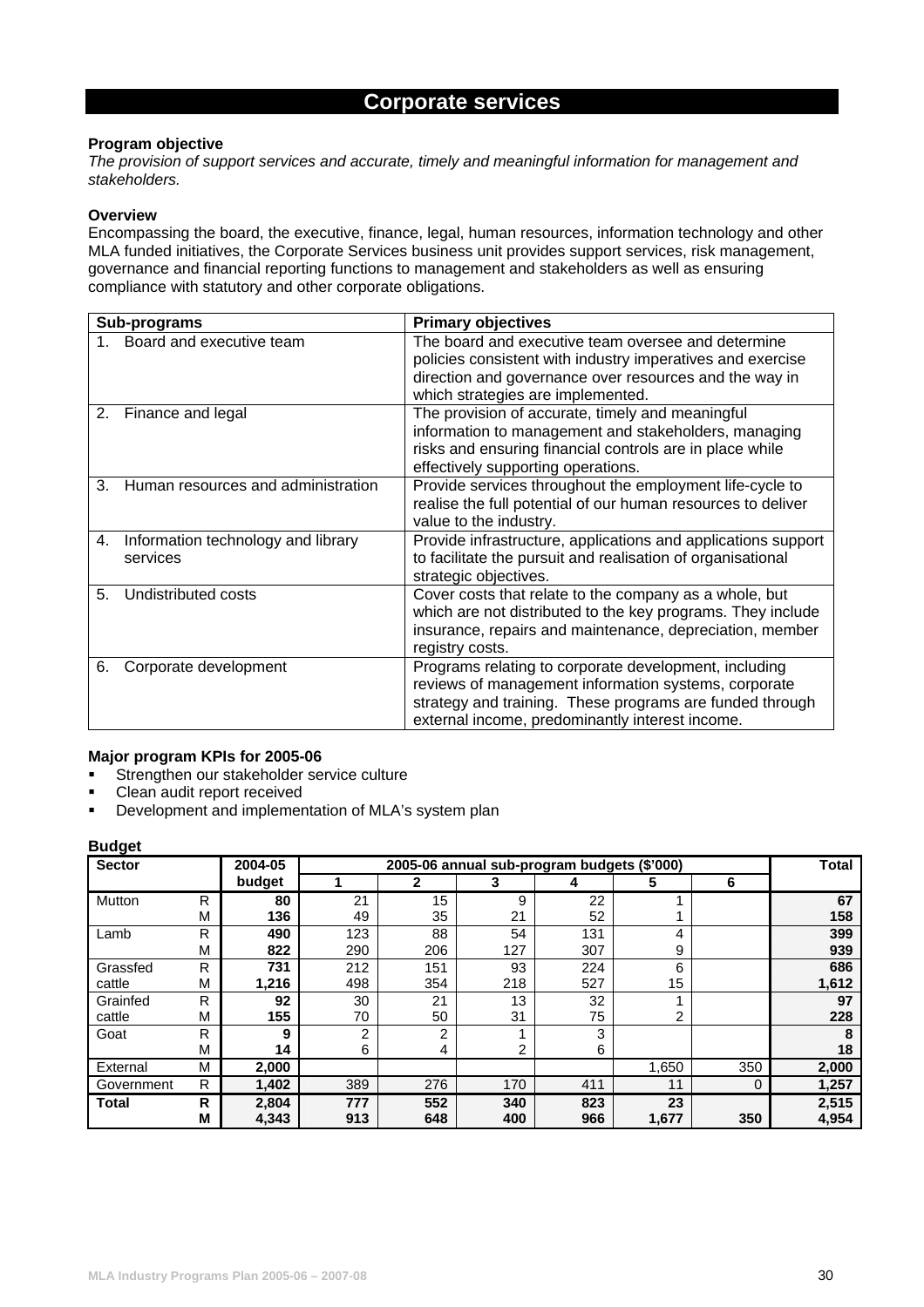# Corporate services

**Program objective**

*The provision of support services and accurate, timely and meaningful information for management and stakeholders.*

**Overview**

Encompassing the board, the executive, finance, legal, human resources, information technology and other MLA funded initiatives, the Corporate Services business unit provides support services, risk management, governance and financial reporting functions to management and stakeholders as well as ensuring compliance with statutory and other corporate obligations.

| Sub-programs | Primary objectives |
|---|---|
| 1. Board and executive team | The board and executive team oversee and determine policies consistent with industry imperatives and exercise direction and governance over resources and the way in which strategies are implemented. |
| 2. Finance and legal | The provision of accurate, timely and meaningful information to management and stakeholders, managing risks and ensuring financial controls are in place while effectively supporting operations. |
| 3. Human resources and administration | Provide services throughout the employment life-cycle to realise the full potential of our human resources to deliver value to the industry. |
| 4. Information technology and library services | Provide infrastructure, applications and applications support to facilitate the pursuit and realisation of organisational strategic objectives. |
| 5. Undistributed costs | Cover costs that relate to the company as a whole, but which are not distributed to the key programs. They include insurance, repairs and maintenance, depreciation, member registry costs. |
| 6. Corporate development | Programs relating to corporate development, including reviews of management information systems, corporate strategy and training. These programs are funded through external income, predominantly interest income. |

**Major program KPIs for 2005-06**

- Strengthen our stakeholder service culture
- Clean audit report received
- Development and implementation of MLA's system plan

**Budget**

| Sector | | 2004-05 budget | 2005-06 annual sub-program budgets ($'000) | | | | | | Total |
|---|---|---|---|---|---|---|---|---|---|
| | | | 1 | 2 | 3 | 4 | 5 | 6 | |
| Mutton | R | **80** | 21 | 15 | 9 | 22 | 1 | | **67** |
| | M | **136** | 49 | 35 | 21 | 52 | 1 | | **158** |
| Lamb | R | **490** | 123 | 88 | 54 | 131 | 4 | | **399** |
| | M | **822** | 290 | 206 | 127 | 307 | 9 | | **939** |
| Grassfed cattle | R | **731** | 212 | 151 | 93 | 224 | 6 | | **686** |
| | M | **1,216** | 498 | 354 | 218 | 527 | 15 | | **1,612** |
| Grainfed cattle | R | **92** | 30 | 21 | 13 | 32 | 1 | | **97** |
| | M | **155** | 70 | 50 | 31 | 75 | 2 | | **228** |
| Goat | R | **9** | 2 | 2 | 1 | 3 | | | **8** |
| | M | **14** | 6 | 4 | 2 | 6 | | | **18** |
| External | M | **2,000** | | | | | 1,650 | 350 | **2,000** |
| Government | R | **1,402** | 389 | 276 | 170 | 411 | 11 | 0 | **1,257** |
| **Total** | **R** | **2,804** | **777** | **552** | **340** | **823** | **23** | | **2,515** |
| | **M** | **4,343** | **913** | **648** | **400** | **966** | **1,677** | **350** | **4,954** |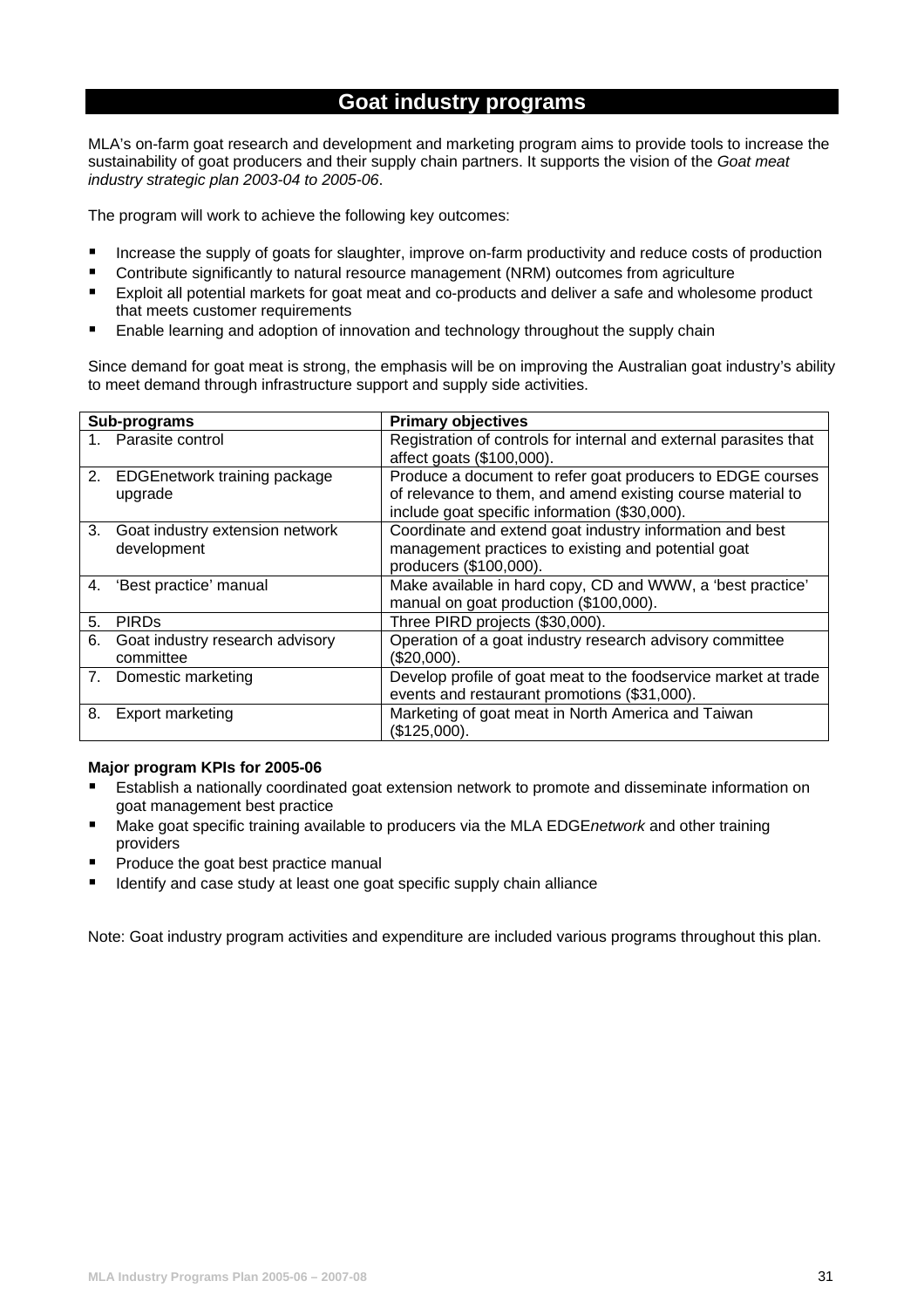# Goat industry programs

MLA's on-farm goat research and development and marketing program aims to provide tools to increase the sustainability of goat producers and their supply chain partners. It supports the vision of the *Goat meat industry strategic plan 2003-04 to 2005-06*.

The program will work to achieve the following key outcomes:

- Increase the supply of goats for slaughter, improve on-farm productivity and reduce costs of production
- Contribute significantly to natural resource management (NRM) outcomes from agriculture
- Exploit all potential markets for goat meat and co-products and deliver a safe and wholesome product that meets customer requirements
- Enable learning and adoption of innovation and technology throughout the supply chain

Since demand for goat meat is strong, the emphasis will be on improving the Australian goat industry's ability to meet demand through infrastructure support and supply side activities.

| Sub-programs | Primary objectives |
|---|---|
| 1. Parasite control | Registration of controls for internal and external parasites that affect goats ($100,000). |
| 2. EDGEnetwork training package upgrade | Produce a document to refer goat producers to EDGE courses of relevance to them, and amend existing course material to include goat specific information ($30,000). |
| 3. Goat industry extension network development | Coordinate and extend goat industry information and best management practices to existing and potential goat producers ($100,000). |
| 4. 'Best practice' manual | Make available in hard copy, CD and WWW, a 'best practice' manual on goat production ($100,000). |
| 5. PIRDs | Three PIRD projects ($30,000). |
| 6. Goat industry research advisory committee | Operation of a goat industry research advisory committee ($20,000). |
| 7. Domestic marketing | Develop profile of goat meat to the foodservice market at trade events and restaurant promotions ($31,000). |
| 8. Export marketing | Marketing of goat meat in North America and Taiwan ($125,000). |

**Major program KPIs for 2005-06**

- Establish a nationally coordinated goat extension network to promote and disseminate information on goat management best practice
- Make goat specific training available to producers via the MLA EDGE*network* and other training providers
- Produce the goat best practice manual
- Identify and case study at least one goat specific supply chain alliance

Note: Goat industry program activities and expenditure are included various programs throughout this plan.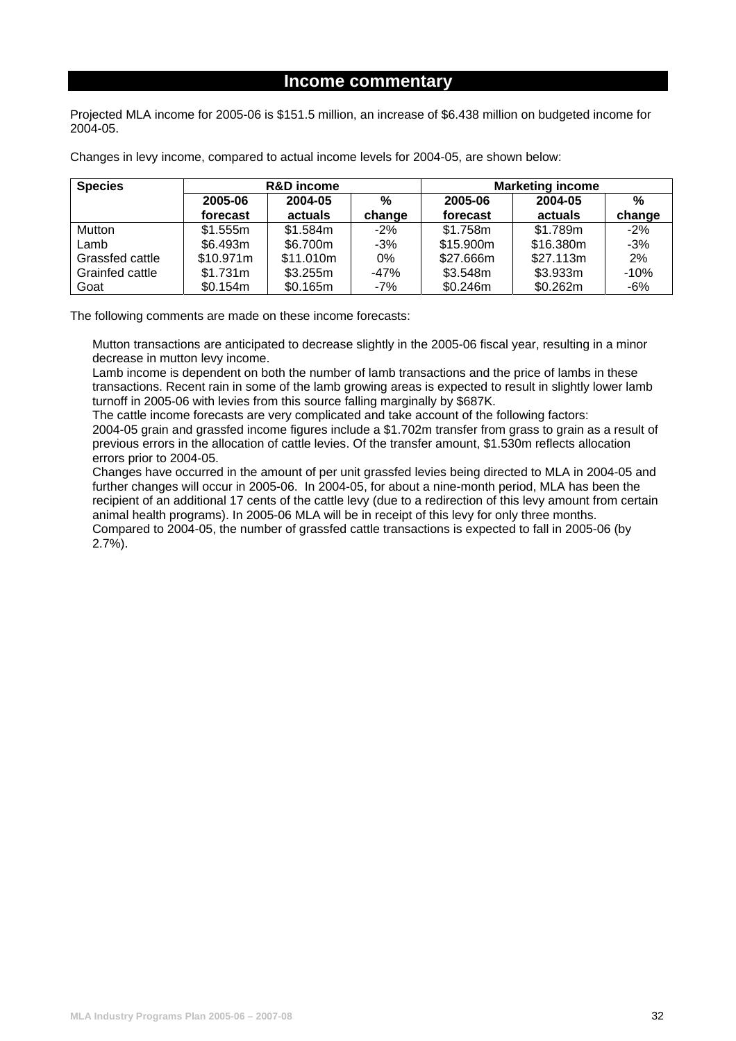## Income commentary

Projected MLA income for 2005-06 is $151.5 million, an increase of $6.438 million on budgeted income for 2004-05.

Changes in levy income, compared to actual income levels for 2004-05, are shown below:

| Species | R&D income | | | Marketing income | | |
|---|---|---|---|---|---|---|
| | 2005-06 forecast | 2004-05 actuals | % change | 2005-06 forecast | 2004-05 actuals | % change |
| Mutton | $1.555m | $1.584m | -2% | $1.758m | $1.789m | -2% |
| Lamb | $6.493m | $6.700m | -3% | $15.900m | $16.380m | -3% |
| Grassfed cattle | $10.971m | $11.010m | 0% | $27.666m | $27.113m | 2% |
| Grainfed cattle | $1.731m | $3.255m | -47% | $3.548m | $3.933m | -10% |
| Goat | $0.154m | $0.165m | -7% | $0.246m | $0.262m | -6% |

The following comments are made on these income forecasts:

Mutton transactions are anticipated to decrease slightly in the 2005-06 fiscal year, resulting in a minor decrease in mutton levy income.

Lamb income is dependent on both the number of lamb transactions and the price of lambs in these transactions. Recent rain in some of the lamb growing areas is expected to result in slightly lower lamb turnoff in 2005-06 with levies from this source falling marginally by $687K.

The cattle income forecasts are very complicated and take account of the following factors:

2004-05 grain and grassfed income figures include a $1.702m transfer from grass to grain as a result of previous errors in the allocation of cattle levies. Of the transfer amount, $1.530m reflects allocation errors prior to 2004-05.

Changes have occurred in the amount of per unit grassfed levies being directed to MLA in 2004-05 and further changes will occur in 2005-06. In 2004-05, for about a nine-month period, MLA has been the recipient of an additional 17 cents of the cattle levy (due to a redirection of this levy amount from certain animal health programs). In 2005-06 MLA will be in receipt of this levy for only three months.

Compared to 2004-05, the number of grassfed cattle transactions is expected to fall in 2005-06 (by 2.7%).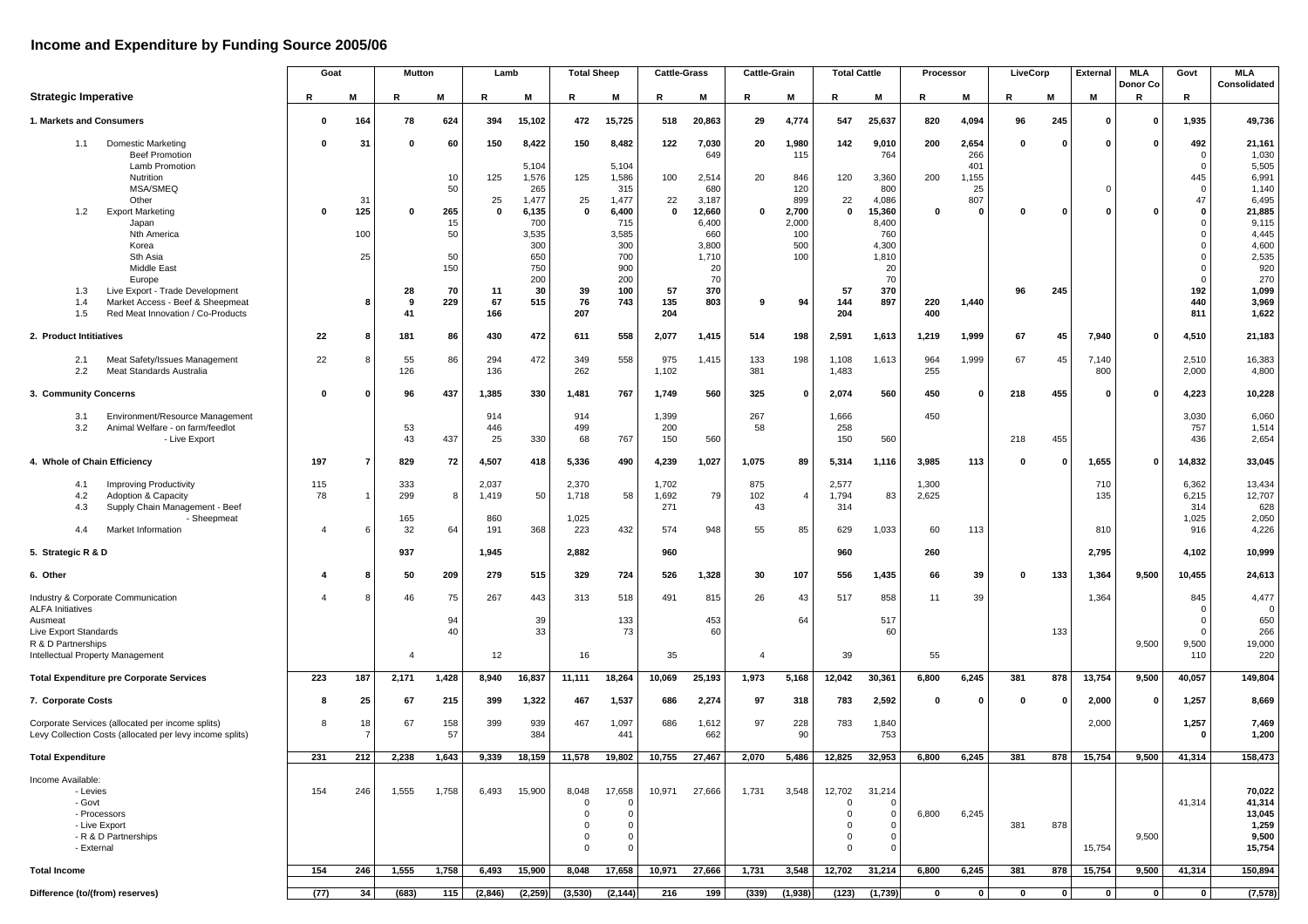## Income and Expenditure by Funding Source 2005/06

| | Goat | | Mutton | | Lamb | | Total Sheep | | Cattle-Grass | | Cattle-Grain | | Total Cattle | | Processor | | LiveCorp | | External | MLA Donor Co | Govt | MLA Consolidated |
|---|---|---|---|---|---|---|---|---|---|---|---|---|---|---|---|---|---|---|---|---|---|---|
| **Strategic Imperative** | **R** | **M** | **R** | **M** | **R** | **M** | **R** | **M** | **R** | **M** | **R** | **M** | **R** | **M** | **R** | **M** | **R** | **M** | **M** | **R** | **R** | |
| **1. Markets and Consumers** | **0** | **164** | **78** | **624** | **394** | **15,102** | **472** | **15,725** | **518** | **20,863** | **29** | **4,774** | **547** | **25,637** | **820** | **4,094** | **96** | **245** | **0** | **0** | **1,935** | **49,736** |
| 1.1 Domestic Marketing | **0** | **31** | **0** | **60** | **150** | **8,422** | **150** | **8,482** | **122** | **7,030** | **20** | **1,980** | **142** | **9,010** | **200** | **2,654** | **0** | **0** | **0** | **0** | **492** | **21,161** |
| Beef Promotion | | | | | | | | | | 649 | | 115 | | 764 | | 266 | | | | | 0 | 1,030 |
| Lamb Promotion | | | | | | 5,104 | | 5,104 | | | | | | | | 401 | | | | | 0 | 5,505 |
| Nutrition | | | | 10 | 125 | 1,576 | 125 | 1,586 | 100 | 2,514 | 20 | 846 | 120 | 3,360 | 200 | 1,155 | | | | | 445 | 6,991 |
| MSA/SMEQ | | | | 50 | | 265 | | 315 | | 680 | | 120 | | 800 | | 25 | | | | | 0 | 1,140 |
| Other | | 31 | | | 25 | 1,477 | 25 | 1,477 | 22 | 3,187 | | 899 | 22 | 4,086 | | 807 | | | 0 | | 47 | 6,495 |
| 1.2 Export Marketing | **0** | **125** | **0** | **265** | **0** | **6,135** | **0** | **6,400** | **0** | **12,660** | **0** | **2,700** | **0** | **15,360** | **0** | **0** | **0** | **0** | **0** | **0** | **0** | **21,885** |
| Japan | | | | 15 | | 700 | | 715 | | 6,400 | | 2,000 | | 8,400 | | | | | | | 0 | 9,115 |
| Nth America | | 100 | | 50 | | 3,535 | | 3,585 | | 660 | | 100 | | 760 | | | | | | | 0 | 4,445 |
| Korea | | | | | | 300 | | 300 | | 3,800 | | 500 | | 4,300 | | | | | | | 0 | 4,600 |
| Sth Asia | | 25 | | 50 | | 650 | | 700 | | 1,710 | | 100 | | 1,810 | | | | | | | 0 | 2,535 |
| Middle East | | | | 150 | | 750 | | 900 | | 20 | | | | 20 | | | | | | | 0 | 920 |
| Europe | | | | | | 200 | | 200 | | 70 | | | | 70 | | | | | | | 0 | 270 |
| 1.3 Live Export - Trade Development | | | **28** | **70** | **11** | **30** | **39** | **100** | **57** | **370** | | | **57** | **370** | | | **96** | **245** | | | **192** | **1,099** |
| 1.4 Market Access - Beef & Sheepmeat | | **8** | **9** | **229** | **67** | **515** | **76** | **743** | **135** | **803** | **9** | **94** | **144** | **897** | **220** | **1,440** | | | | | **440** | **3,969** |
| 1.5 Red Meat Innovation / Co-Products | | | **41** | | **166** | | **207** | | **204** | | | | **204** | | **400** | | | | | | **811** | **1,622** |
| **2. Product Intitiatives** | **22** | **8** | **181** | **86** | **430** | **472** | **611** | **558** | **2,077** | **1,415** | **514** | **198** | **2,591** | **1,613** | **1,219** | **1,999** | **67** | **45** | **7,940** | **0** | **4,510** | **21,183** |
| 2.1 Meat Safety/Issues Management | 22 | 8 | 55 | 86 | 294 | 472 | 349 | 558 | 975 | 1,415 | 133 | 198 | 1,108 | 1,613 | 964 | 1,999 | 67 | 45 | 7,140 | | 2,510 | 16,383 |
| 2.2 Meat Standards Australia | | | 126 | | 136 | | 262 | | 1,102 | | 381 | | 1,483 | | 255 | | | | 800 | | 2,000 | 4,800 |
| **3. Community Concerns** | **0** | **0** | **96** | **437** | **1,385** | **330** | **1,481** | **767** | **1,749** | **560** | **325** | **0** | **2,074** | **560** | **450** | **0** | **218** | **455** | **0** | **0** | **4,223** | **10,228** |
| 3.1 Environment/Resource Management | | | | | 914 | | 914 | | 1,399 | | 267 | | 1,666 | | 450 | | | | | | 3,030 | 6,060 |
| 3.2 Animal Welfare - on farm/feedlot | | | 53 | | 446 | | 499 | | 200 | | 58 | | 258 | | | | | | | | 757 | 1,514 |
| - Live Export | | | 43 | 437 | 25 | 330 | 68 | 767 | 150 | 560 | | | 150 | 560 | | | 218 | 455 | | | 436 | 2,654 |
| **4. Whole of Chain Efficiency** | **197** | **7** | **829** | **72** | **4,507** | **418** | **5,336** | **490** | **4,239** | **1,027** | **1,075** | **89** | **5,314** | **1,116** | **3,985** | **113** | **0** | **0** | **1,655** | **0** | **14,832** | **33,045** |
| 4.1 Improving Productivity | 115 | | 333 | | 2,037 | | 2,370 | | 1,702 | | 875 | | 2,577 | | 1,300 | | | | 710 | | 6,362 | 13,434 |
| 4.2 Adoption & Capacity | 78 | 1 | 299 | 8 | 1,419 | 50 | 1,718 | 58 | 1,692 | 79 | 102 | 4 | 1,794 | 83 | 2,625 | | | | 135 | | 6,215 | 12,707 |
| 4.3 Supply Chain Management - Beef | | | | | | | | | 271 | | 43 | | 314 | | | | | | | | 314 | 628 |
| - Sheepmeat | | | 165 | | 860 | | 1,025 | | | | | | | | | | | | | | 1,025 | 2,050 |
| 4.4 Market Information | 4 | 6 | 32 | 64 | 191 | 368 | 223 | 432 | 574 | 948 | 55 | 85 | 629 | 1,033 | 60 | 113 | | | 810 | | 916 | 4,226 |
| **5. Strategic R & D** | | | **937** | | **1,945** | | **2,882** | | **960** | | | | **960** | | **260** | | | | **2,795** | | **4,102** | **10,999** |
| **6. Other** | **4** | **8** | **50** | **209** | **279** | **515** | **329** | **724** | **526** | **1,328** | **30** | **107** | **556** | **1,435** | **66** | **39** | **0** | **133** | **1,364** | **9,500** | **10,455** | **24,613** |
| Industry & Corporate Communication | 4 | 8 | 46 | 75 | 267 | 443 | 313 | 518 | 491 | 815 | 26 | 43 | 517 | 858 | 11 | 39 | | | 1,364 | | 845 | 4,477 |
| ALFA Initiatives | | | | | | | | | | | | | | | | | | | | | 0 | 0 |
| Ausmeat | | | | 94 | | 39 | | 133 | | 453 | | 64 | | 517 | | | | | | | 0 | 650 |
| Live Export Standards | | | | 40 | | 33 | | 73 | | 60 | | | | 60 | | | | 133 | | | 0 | 266 |
| R & D Partnerships | | | | | | | | | | | | | | | | | | | | 9,500 | 9,500 | 19,000 |
| Intellectual Property Management | | | 4 | | 12 | | 16 | | 35 | | 4 | | 39 | | 55 | | | | | | 110 | 220 |
| **Total Expenditure pre Corporate Services** | **223** | **187** | **2,171** | **1,428** | **8,940** | **16,837** | **11,111** | **18,264** | **10,069** | **25,193** | **1,973** | **5,168** | **12,042** | **30,361** | **6,800** | **6,245** | **381** | **878** | **13,754** | **9,500** | **40,057** | **149,804** |
| **7. Corporate Costs** | **8** | **25** | **67** | **215** | **399** | **1,322** | **467** | **1,537** | **686** | **2,274** | **97** | **318** | **783** | **2,592** | **0** | **0** | **0** | **0** | **2,000** | **0** | **1,257** | **8,669** |
| Corporate Services (allocated per income splits) | 8 | 18 | 67 | 158 | 399 | 939 | 467 | 1,097 | 686 | 1,612 | 97 | 228 | 783 | 1,840 | | | | | 2,000 | | **1,257** | 7,469 |
| Levy Collection Costs (allocated per levy income splits) | | 7 | | 57 | | 384 | | 441 | | 662 | | 90 | | 753 | | | | | | | **0** | 1,200 |
| **Total Expenditure** | **231** | **212** | **2,238** | **1,643** | **9,339** | **18,159** | **11,578** | **19,802** | **10,755** | **27,467** | **2,070** | **5,486** | **12,825** | **32,953** | **6,800** | **6,245** | **381** | **878** | **15,754** | **9,500** | **41,314** | **158,473** |
| Income Available: | | | | | | | | | | | | | | | | | | | | | | |
| - Levies | 154 | 246 | 1,555 | 1,758 | 6,493 | 15,900 | 8,048 | 17,658 | 10,971 | 27,666 | 1,731 | 3,548 | 12,702 | 31,214 | | | | | | | | **70,022** |
| - Govt | | | | | | | 0 | 0 | | | | | 0 | 0 | | | | | | | 41,314 | **41,314** |
| - Processors | | | | | | | 0 | 0 | | | | | 0 | 0 | 6,800 | 6,245 | | | | | | **13,045** |
| - Live Export | | | | | | | 0 | 0 | | | | | 0 | 0 | | | 381 | 878 | | | | **1,259** |
| - R & D Partnerships | | | | | | | 0 | 0 | | | | | 0 | 0 | | | | | | 9,500 | | **9,500** |
| - External | | | | | | | 0 | 0 | | | | | 0 | 0 | | | | | 15,754 | | | **15,754** |
| **Total Income** | **154** | **246** | **1,555** | **1,758** | **6,493** | **15,900** | **8,048** | **17,658** | **10,971** | **27,666** | **1,731** | **3,548** | **12,702** | **31,214** | **6,800** | **6,245** | **381** | **878** | **15,754** | **9,500** | **41,314** | **150,894** |
| **Difference (to/(from) reserves)** | **(77)** | **34** | **(683)** | **115** | **(2,846)** | **(2,259)** | **(3,530)** | **(2,144)** | **216** | **199** | **(339)** | **(1,938)** | **(123)** | **(1,739)** | **0** | **0** | **0** | **0** | **0** | **0** | **0** | **(7,578)** |